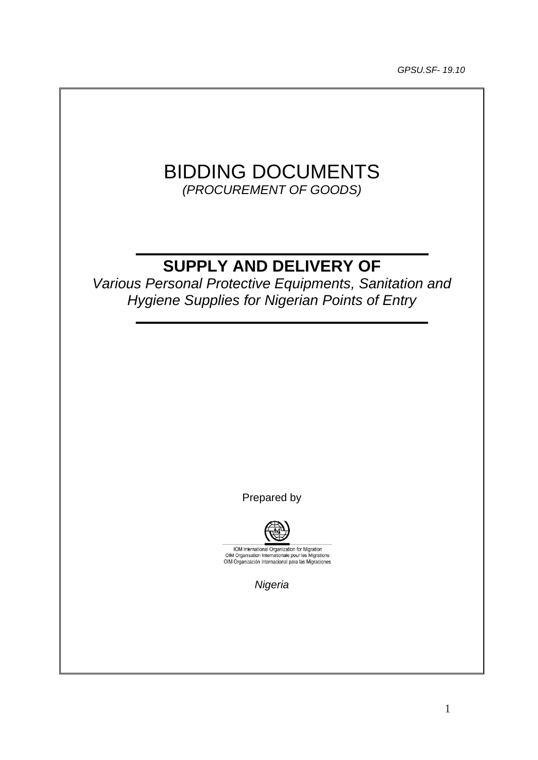GPSU.SF- 19.10

# BIDDING DOCUMENTS

*(PROCUREMENT OF GOODS)*

## SUPPLY AND DELIVERY OF

*Various Personal Protective Equipments, Sanitation and Hygiene Supplies for Nigerian Points of Entry*

Prepared by

IOM International Organization for Migration
OIM Organisation Internationale pour les Migrations
OIM Organización Internacional para las Migraciones

*Nigeria*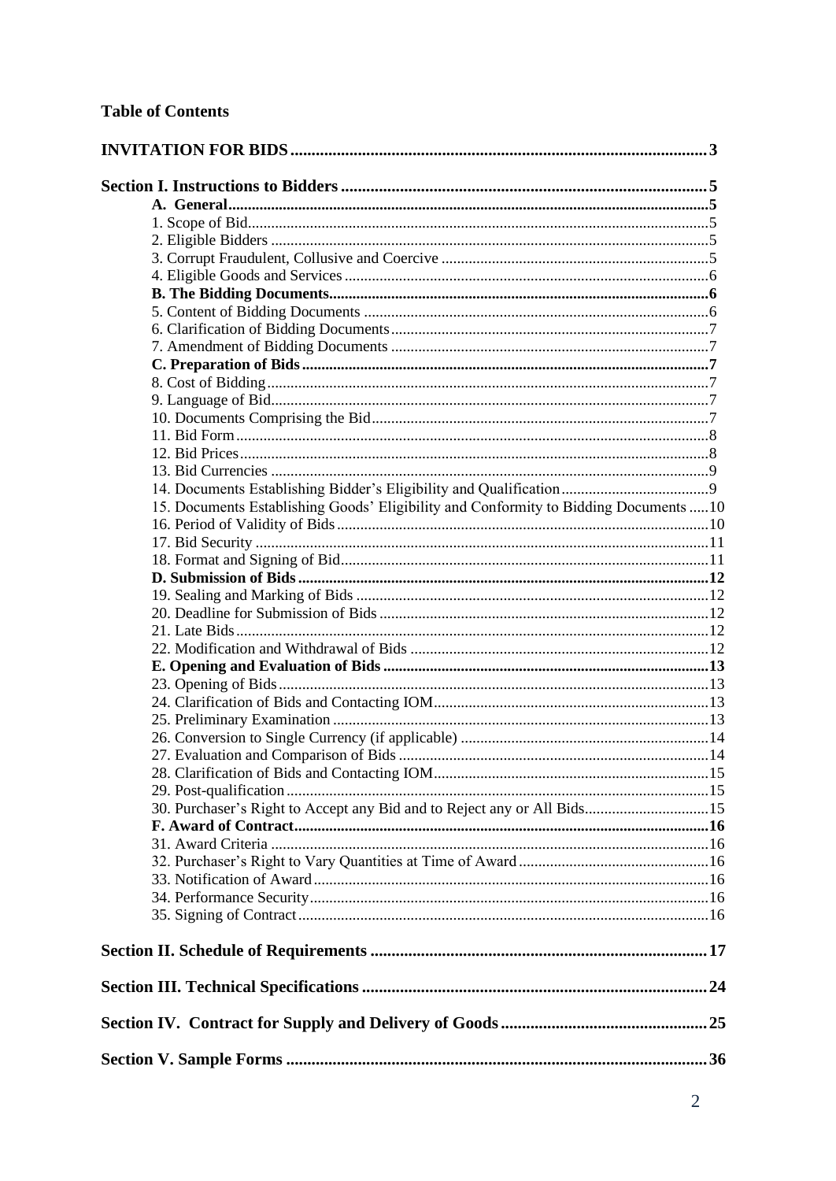## Table of Contents

**INVITATION FOR BIDS** ..... 3

**Section I. Instructions to Bidders** ..... 5

- **A. General** ..... 5
  - 1. Scope of Bid ..... 5
  - 2. Eligible Bidders ..... 5
  - 3. Corrupt Fraudulent, Collusive and Coercive ..... 5
  - 4. Eligible Goods and Services ..... 6
- **B. The Bidding Documents** ..... 6
  - 5. Content of Bidding Documents ..... 6
  - 6. Clarification of Bidding Documents ..... 7
  - 7. Amendment of Bidding Documents ..... 7
- **C. Preparation of Bids** ..... 7
  - 8. Cost of Bidding ..... 7
  - 9. Language of Bid ..... 7
  - 10. Documents Comprising the Bid ..... 7
  - 11. Bid Form ..... 8
  - 12. Bid Prices ..... 8
  - 13. Bid Currencies ..... 9
  - 14. Documents Establishing Bidder's Eligibility and Qualification ..... 9
  - 15. Documents Establishing Goods' Eligibility and Conformity to Bidding Documents ..... 10
  - 16. Period of Validity of Bids ..... 10
  - 17. Bid Security ..... 11
  - 18. Format and Signing of Bid ..... 11
- **D. Submission of Bids** ..... 12
  - 19. Sealing and Marking of Bids ..... 12
  - 20. Deadline for Submission of Bids ..... 12
  - 21. Late Bids ..... 12
  - 22. Modification and Withdrawal of Bids ..... 12
- **E. Opening and Evaluation of Bids** ..... 13
  - 23. Opening of Bids ..... 13
  - 24. Clarification of Bids and Contacting IOM ..... 13
  - 25. Preliminary Examination ..... 13
  - 26. Conversion to Single Currency (if applicable) ..... 14
  - 27. Evaluation and Comparison of Bids ..... 14
  - 28. Clarification of Bids and Contacting IOM ..... 15
  - 29. Post-qualification ..... 15
  - 30. Purchaser's Right to Accept any Bid and to Reject any or All Bids ..... 15
- **F. Award of Contract** ..... 16
  - 31. Award Criteria ..... 16
  - 32. Purchaser's Right to Vary Quantities at Time of Award ..... 16
  - 33. Notification of Award ..... 16
  - 34. Performance Security ..... 16
  - 35. Signing of Contract ..... 16

**Section II. Schedule of Requirements** ..... 17

**Section III. Technical Specifications** ..... 24

**Section IV. Contract for Supply and Delivery of Goods** ..... 25

**Section V. Sample Forms** ..... 36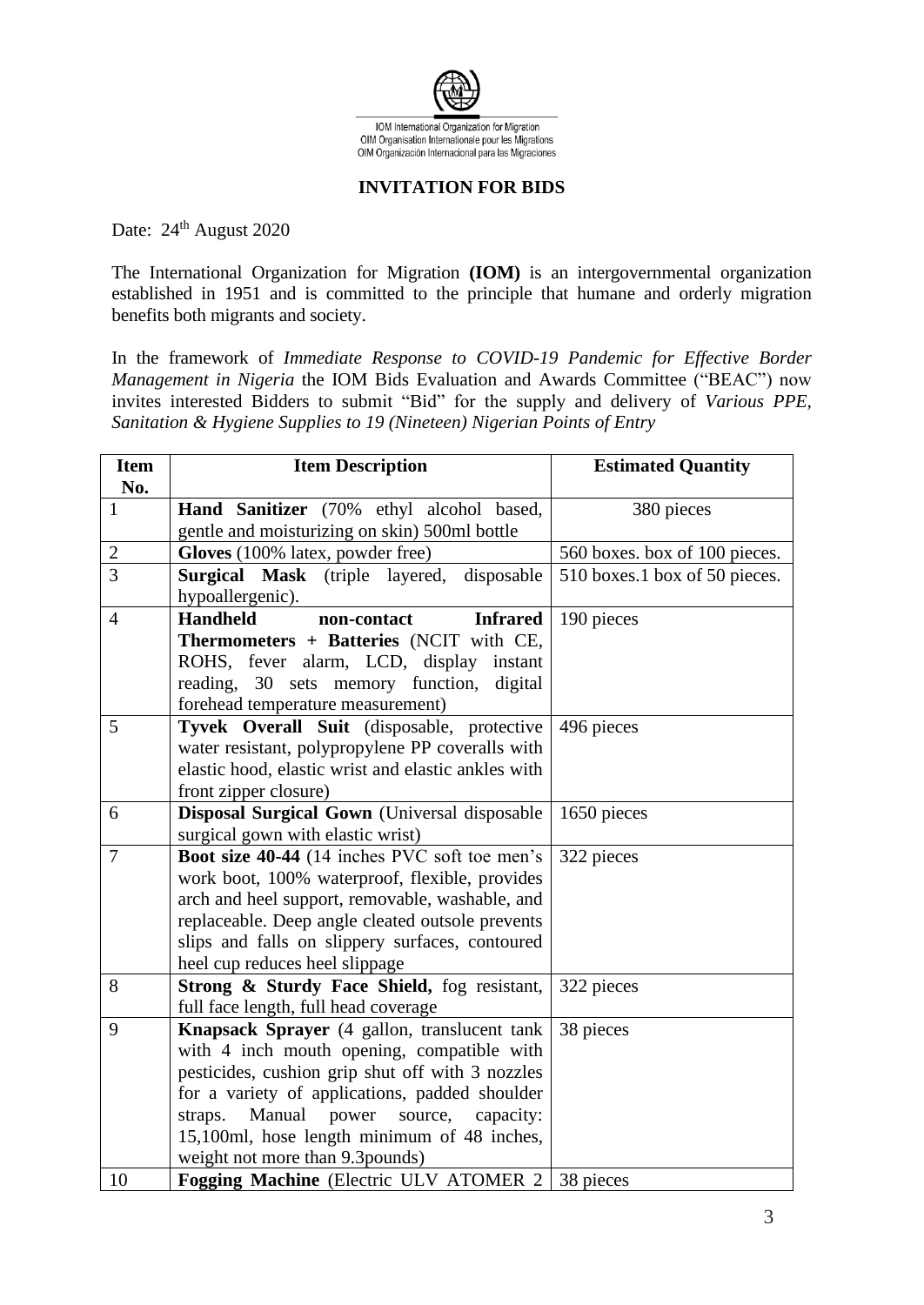IOM International Organization for Migration
OIM Organisation Internationale pour les Migrations
OIM Organización Internacional para las Migraciones

## INVITATION FOR BIDS

Date: 24th August 2020

The International Organization for Migration **(IOM)** is an intergovernmental organization established in 1951 and is committed to the principle that humane and orderly migration benefits both migrants and society.

In the framework of *Immediate Response to COVID-19 Pandemic for Effective Border Management in Nigeria* the IOM Bids Evaluation and Awards Committee ("BEAC") now invites interested Bidders to submit "Bid" for the supply and delivery of *Various PPE, Sanitation & Hygiene Supplies to 19 (Nineteen) Nigerian Points of Entry*

| Item No. | Item Description | Estimated Quantity |
|---|---|---|
| 1 | **Hand Sanitizer** (70% ethyl alcohol based, gentle and moisturizing on skin) 500ml bottle | 380 pieces |
| 2 | **Gloves** (100% latex, powder free) | 560 boxes. box of 100 pieces. |
| 3 | **Surgical Mask** (triple layered, disposable hypoallergenic). | 510 boxes.1 box of 50 pieces. |
| 4 | **Handheld non-contact Infrared Thermometers + Batteries** (NCIT with CE, ROHS, fever alarm, LCD, display instant reading, 30 sets memory function, digital forehead temperature measurement) | 190 pieces |
| 5 | **Tyvek Overall Suit** (disposable, protective water resistant, polypropylene PP coveralls with elastic hood, elastic wrist and elastic ankles with front zipper closure) | 496 pieces |
| 6 | **Disposal Surgical Gown** (Universal disposable surgical gown with elastic wrist) | 1650 pieces |
| 7 | **Boot size 40-44** (14 inches PVC soft toe men's work boot, 100% waterproof, flexible, provides arch and heel support, removable, washable, and replaceable. Deep angle cleated outsole prevents slips and falls on slippery surfaces, contoured heel cup reduces heel slippage | 322 pieces |
| 8 | **Strong & Sturdy Face Shield,** fog resistant, full face length, full head coverage | 322 pieces |
| 9 | **Knapsack Sprayer** (4 gallon, translucent tank with 4 inch mouth opening, compatible with pesticides, cushion grip shut off with 3 nozzles for a variety of applications, padded shoulder straps. Manual power source, capacity: 15,100ml, hose length minimum of 48 inches, weight not more than 9.3pounds) | 38 pieces |
| 10 | **Fogging Machine** (Electric ULV ATOMER 2 | 38 pieces |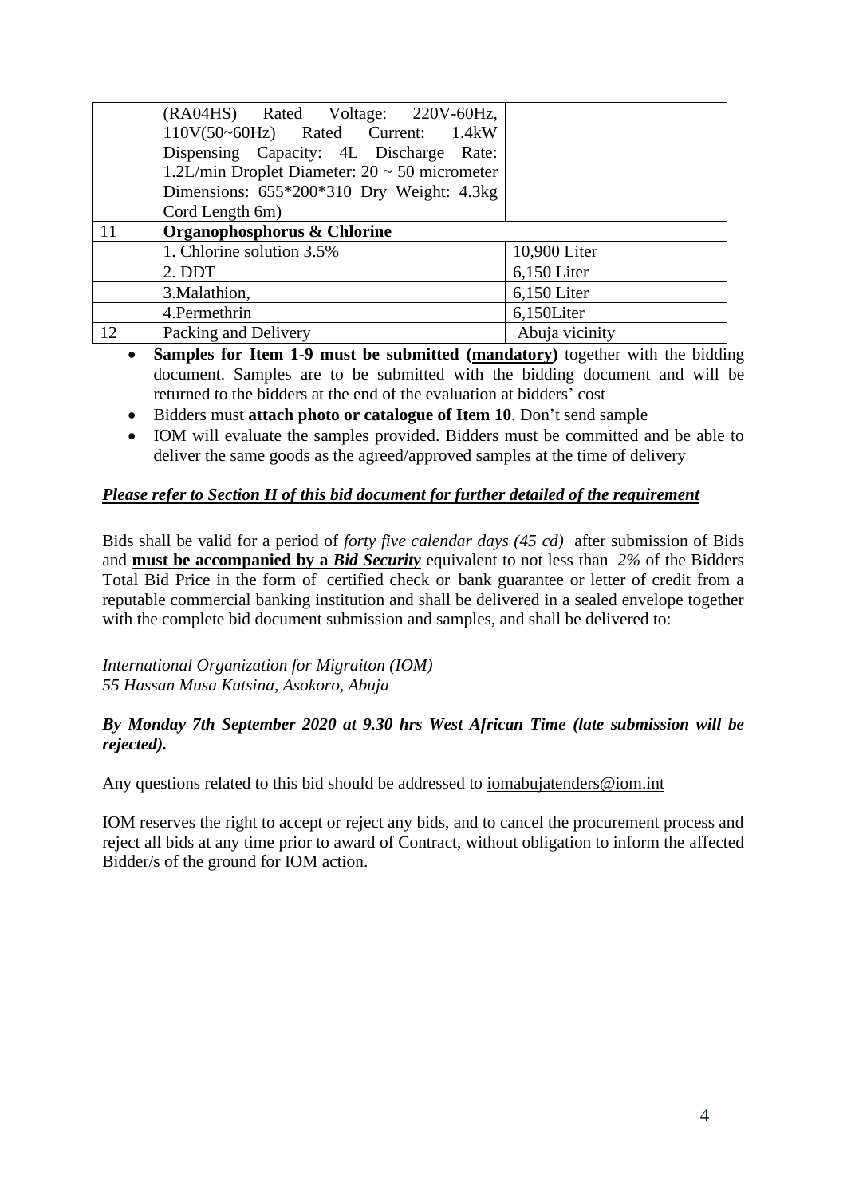| | | |
|---|---|---|
| | (RA04HS) Rated Voltage: 220V-60Hz, 110V(50~60Hz) Rated Current: 1.4kW Dispensing Capacity: 4L Discharge Rate: 1.2L/min Droplet Diameter: 20 ~ 50 micrometer Dimensions: 655*200*310 Dry Weight: 4.3kg Cord Length 6m) | |
| 11 | **Organophosphorus & Chlorine** | |
| | 1. Chlorine solution 3.5% | 10,900 Liter |
| | 2. DDT | 6,150 Liter |
| | 3.Malathion, | 6,150 Liter |
| | 4.Permethrin | 6,150Liter |
| 12 | Packing and Delivery | Abuja vicinity |

- **Samples for Item 1-9 must be submitted (<u>mandatory</u>)** together with the bidding document. Samples are to be submitted with the bidding document and will be returned to the bidders at the end of the evaluation at bidders' cost
- Bidders must **attach photo or catalogue of Item 10**. Don't send sample
- IOM will evaluate the samples provided. Bidders must be committed and be able to deliver the same goods as the agreed/approved samples at the time of delivery

***<u>Please refer to Section II of this bid document for further detailed of the requirement</u>***

Bids shall be valid for a period of *forty five calendar days (45 cd)* after submission of Bids and **<u>must be accompanied by a *Bid Security*</u>** equivalent to not less than *<u>2%</u>* of the Bidders Total Bid Price in the form of certified check or bank guarantee or letter of credit from a reputable commercial banking institution and shall be delivered in a sealed envelope together with the complete bid document submission and samples, and shall be delivered to:

*International Organization for Migraiton (IOM)*
*55 Hassan Musa Katsina, Asokoro, Abuja*

***By Monday 7th September 2020 at 9.30 hrs West African Time (late submission will be rejected).***

Any questions related to this bid should be addressed to iomabujatenders@iom.int

IOM reserves the right to accept or reject any bids, and to cancel the procurement process and reject all bids at any time prior to award of Contract, without obligation to inform the affected Bidder/s of the ground for IOM action.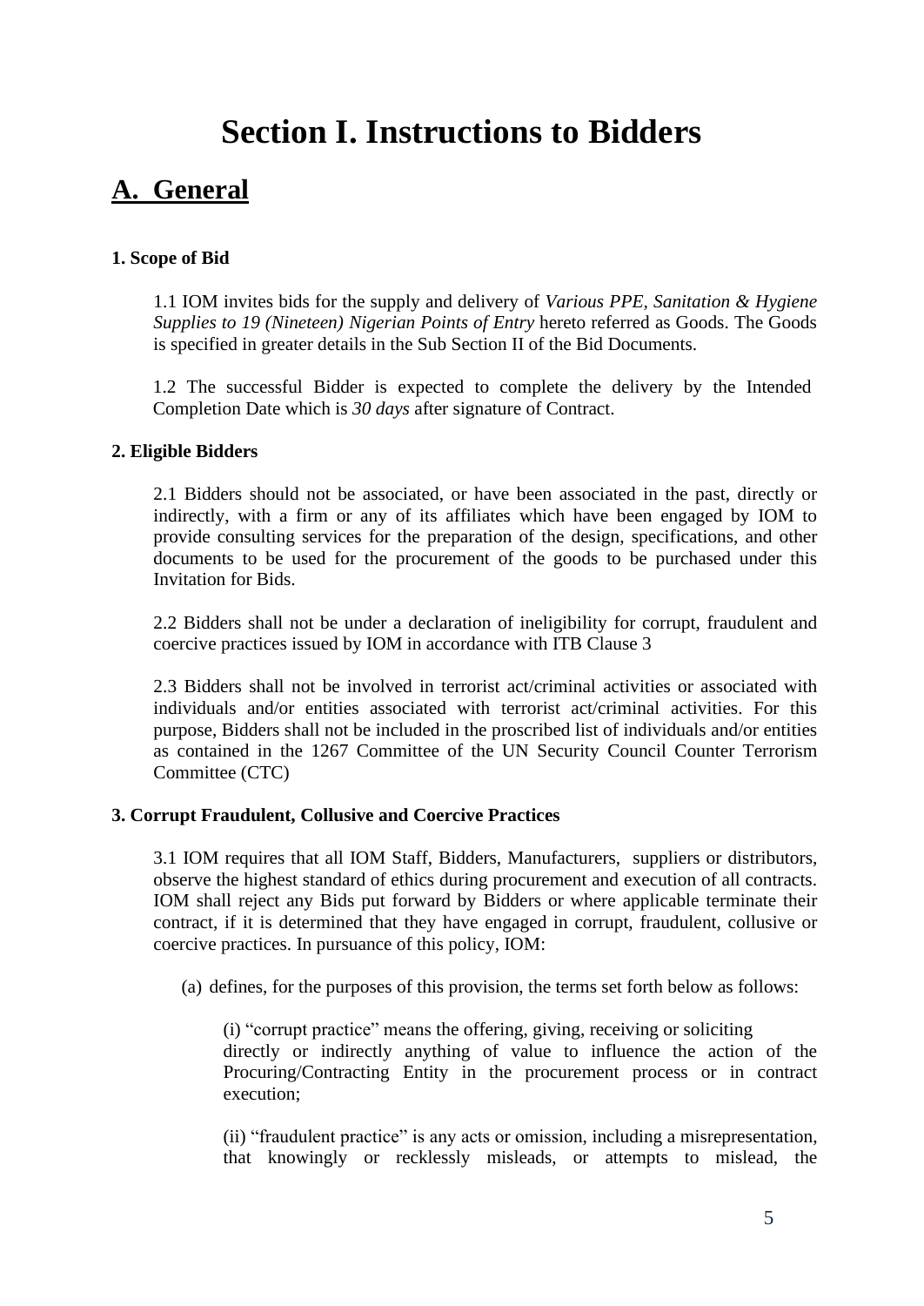# Section I. Instructions to Bidders

## A. General

**1. Scope of Bid**

1.1 IOM invites bids for the supply and delivery of *Various PPE, Sanitation & Hygiene Supplies to 19 (Nineteen) Nigerian Points of Entry* hereto referred as Goods. The Goods is specified in greater details in the Sub Section II of the Bid Documents.

1.2 The successful Bidder is expected to complete the delivery by the Intended Completion Date which is *30 days* after signature of Contract.

**2. Eligible Bidders**

2.1 Bidders should not be associated, or have been associated in the past, directly or indirectly, with a firm or any of its affiliates which have been engaged by IOM to provide consulting services for the preparation of the design, specifications, and other documents to be used for the procurement of the goods to be purchased under this Invitation for Bids.

2.2 Bidders shall not be under a declaration of ineligibility for corrupt, fraudulent and coercive practices issued by IOM in accordance with ITB Clause 3

2.3 Bidders shall not be involved in terrorist act/criminal activities or associated with individuals and/or entities associated with terrorist act/criminal activities. For this purpose, Bidders shall not be included in the proscribed list of individuals and/or entities as contained in the 1267 Committee of the UN Security Council Counter Terrorism Committee (CTC)

**3. Corrupt Fraudulent, Collusive and Coercive Practices**

3.1 IOM requires that all IOM Staff, Bidders, Manufacturers, suppliers or distributors, observe the highest standard of ethics during procurement and execution of all contracts. IOM shall reject any Bids put forward by Bidders or where applicable terminate their contract, if it is determined that they have engaged in corrupt, fraudulent, collusive or coercive practices. In pursuance of this policy, IOM:

(a) defines, for the purposes of this provision, the terms set forth below as follows:

(i) "corrupt practice" means the offering, giving, receiving or soliciting directly or indirectly anything of value to influence the action of the Procuring/Contracting Entity in the procurement process or in contract execution;

(ii) "fraudulent practice" is any acts or omission, including a misrepresentation, that knowingly or recklessly misleads, or attempts to mislead, the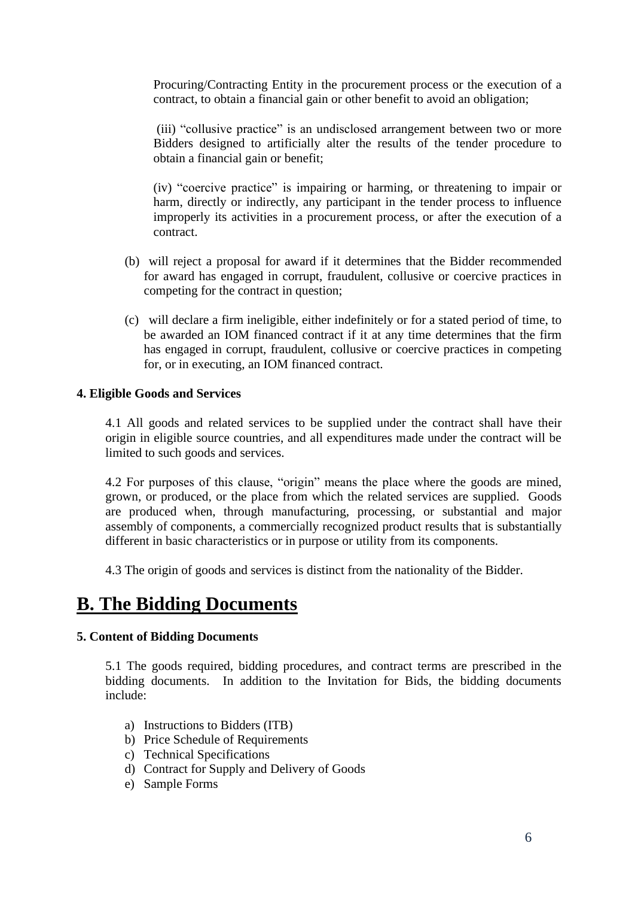Procuring/Contracting Entity in the procurement process or the execution of a contract, to obtain a financial gain or other benefit to avoid an obligation;

(iii) "collusive practice" is an undisclosed arrangement between two or more Bidders designed to artificially alter the results of the tender procedure to obtain a financial gain or benefit;

(iv) "coercive practice" is impairing or harming, or threatening to impair or harm, directly or indirectly, any participant in the tender process to influence improperly its activities in a procurement process, or after the execution of a contract.

(b) will reject a proposal for award if it determines that the Bidder recommended for award has engaged in corrupt, fraudulent, collusive or coercive practices in competing for the contract in question;

(c) will declare a firm ineligible, either indefinitely or for a stated period of time, to be awarded an IOM financed contract if it at any time determines that the firm has engaged in corrupt, fraudulent, collusive or coercive practices in competing for, or in executing, an IOM financed contract.

**4. Eligible Goods and Services**

4.1 All goods and related services to be supplied under the contract shall have their origin in eligible source countries, and all expenditures made under the contract will be limited to such goods and services.

4.2 For purposes of this clause, "origin" means the place where the goods are mined, grown, or produced, or the place from which the related services are supplied. Goods are produced when, through manufacturing, processing, or substantial and major assembly of components, a commercially recognized product results that is substantially different in basic characteristics or in purpose or utility from its components.

4.3 The origin of goods and services is distinct from the nationality of the Bidder.

# B. The Bidding Documents

**5. Content of Bidding Documents**

5.1 The goods required, bidding procedures, and contract terms are prescribed in the bidding documents. In addition to the Invitation for Bids, the bidding documents include:

a) Instructions to Bidders (ITB)
b) Price Schedule of Requirements
c) Technical Specifications
d) Contract for Supply and Delivery of Goods
e) Sample Forms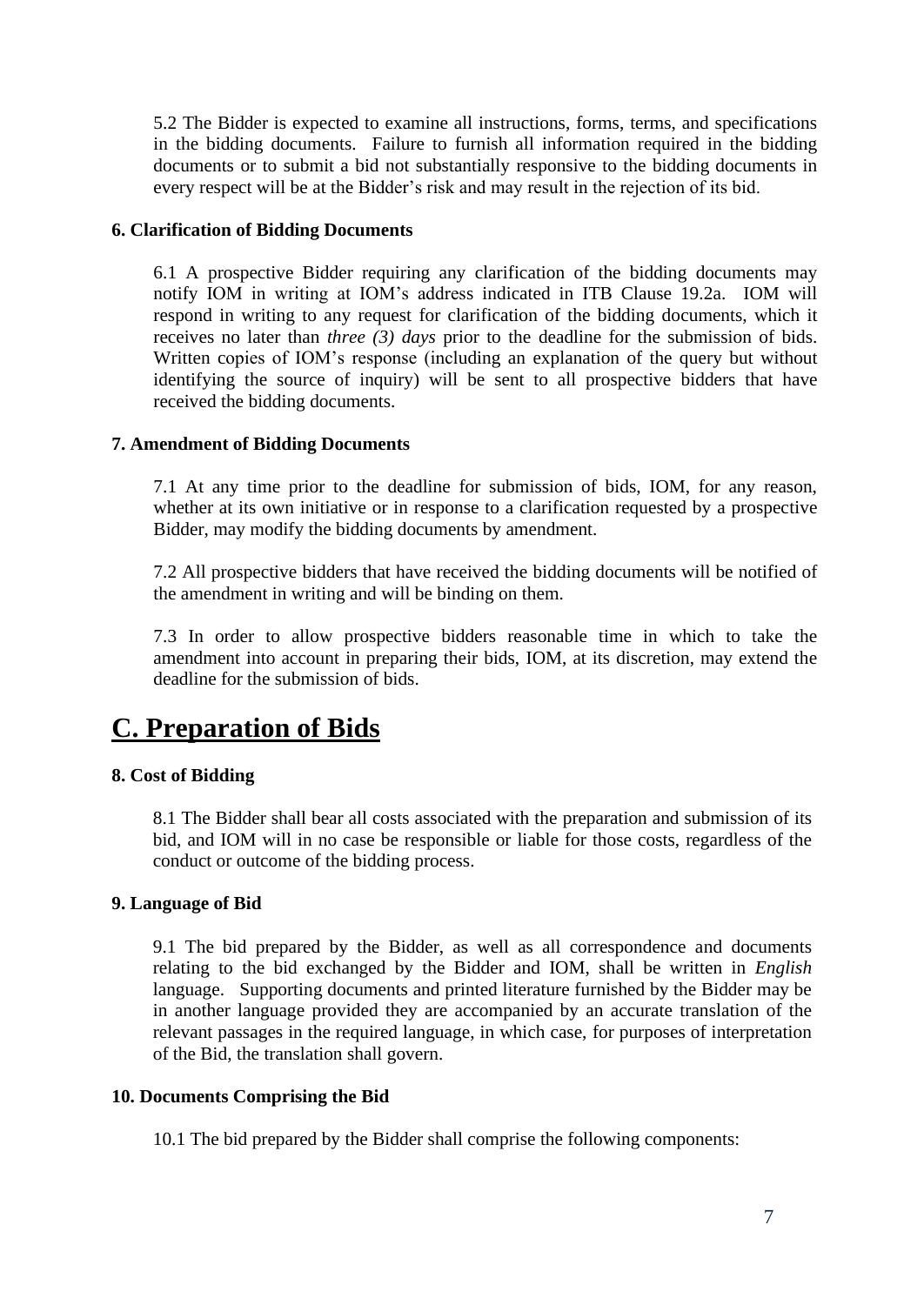5.2 The Bidder is expected to examine all instructions, forms, terms, and specifications in the bidding documents. Failure to furnish all information required in the bidding documents or to submit a bid not substantially responsive to the bidding documents in every respect will be at the Bidder's risk and may result in the rejection of its bid.

**6. Clarification of Bidding Documents**

6.1 A prospective Bidder requiring any clarification of the bidding documents may notify IOM in writing at IOM's address indicated in ITB Clause 19.2a. IOM will respond in writing to any request for clarification of the bidding documents, which it receives no later than *three (3) days* prior to the deadline for the submission of bids. Written copies of IOM's response (including an explanation of the query but without identifying the source of inquiry) will be sent to all prospective bidders that have received the bidding documents.

**7. Amendment of Bidding Documents**

7.1 At any time prior to the deadline for submission of bids, IOM, for any reason, whether at its own initiative or in response to a clarification requested by a prospective Bidder, may modify the bidding documents by amendment.

7.2 All prospective bidders that have received the bidding documents will be notified of the amendment in writing and will be binding on them.

7.3 In order to allow prospective bidders reasonable time in which to take the amendment into account in preparing their bids, IOM, at its discretion, may extend the deadline for the submission of bids.

# C. Preparation of Bids

**8. Cost of Bidding**

8.1 The Bidder shall bear all costs associated with the preparation and submission of its bid, and IOM will in no case be responsible or liable for those costs, regardless of the conduct or outcome of the bidding process.

**9. Language of Bid**

9.1 The bid prepared by the Bidder, as well as all correspondence and documents relating to the bid exchanged by the Bidder and IOM, shall be written in *English* language. Supporting documents and printed literature furnished by the Bidder may be in another language provided they are accompanied by an accurate translation of the relevant passages in the required language, in which case, for purposes of interpretation of the Bid, the translation shall govern.

**10. Documents Comprising the Bid**

10.1 The bid prepared by the Bidder shall comprise the following components: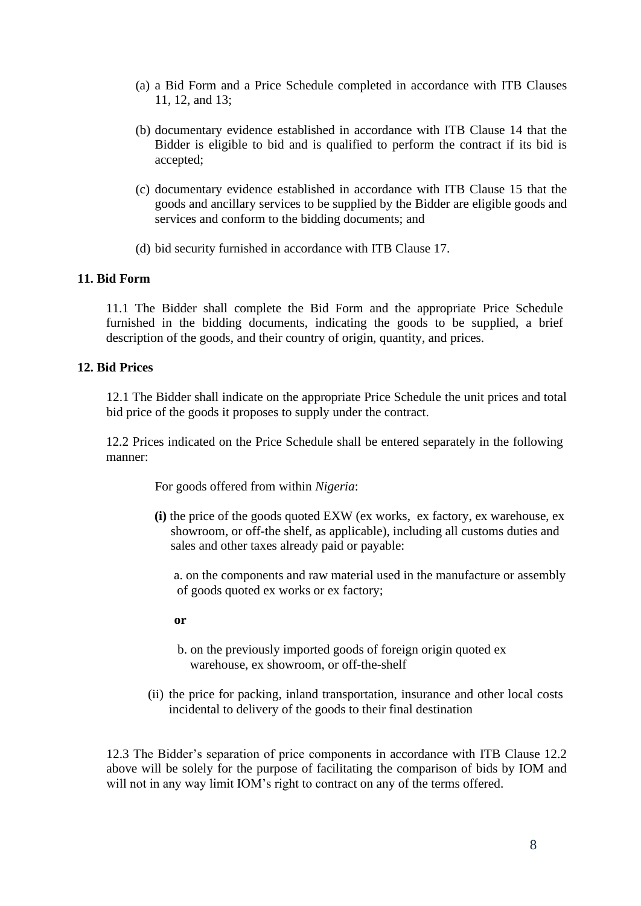(a) a Bid Form and a Price Schedule completed in accordance with ITB Clauses 11, 12, and 13;

(b) documentary evidence established in accordance with ITB Clause 14 that the Bidder is eligible to bid and is qualified to perform the contract if its bid is accepted;

(c) documentary evidence established in accordance with ITB Clause 15 that the goods and ancillary services to be supplied by the Bidder are eligible goods and services and conform to the bidding documents; and

(d) bid security furnished in accordance with ITB Clause 17.

**11. Bid Form**

11.1 The Bidder shall complete the Bid Form and the appropriate Price Schedule furnished in the bidding documents, indicating the goods to be supplied, a brief description of the goods, and their country of origin, quantity, and prices.

**12. Bid Prices**

12.1 The Bidder shall indicate on the appropriate Price Schedule the unit prices and total bid price of the goods it proposes to supply under the contract.

12.2 Prices indicated on the Price Schedule shall be entered separately in the following manner:

For goods offered from within *Nigeria*:

**(i)** the price of the goods quoted EXW (ex works, ex factory, ex warehouse, ex showroom, or off-the shelf, as applicable), including all customs duties and sales and other taxes already paid or payable:

a. on the components and raw material used in the manufacture or assembly of goods quoted ex works or ex factory;

**or**

b. on the previously imported goods of foreign origin quoted ex warehouse, ex showroom, or off-the-shelf

(ii) the price for packing, inland transportation, insurance and other local costs incidental to delivery of the goods to their final destination

12.3 The Bidder's separation of price components in accordance with ITB Clause 12.2 above will be solely for the purpose of facilitating the comparison of bids by IOM and will not in any way limit IOM's right to contract on any of the terms offered.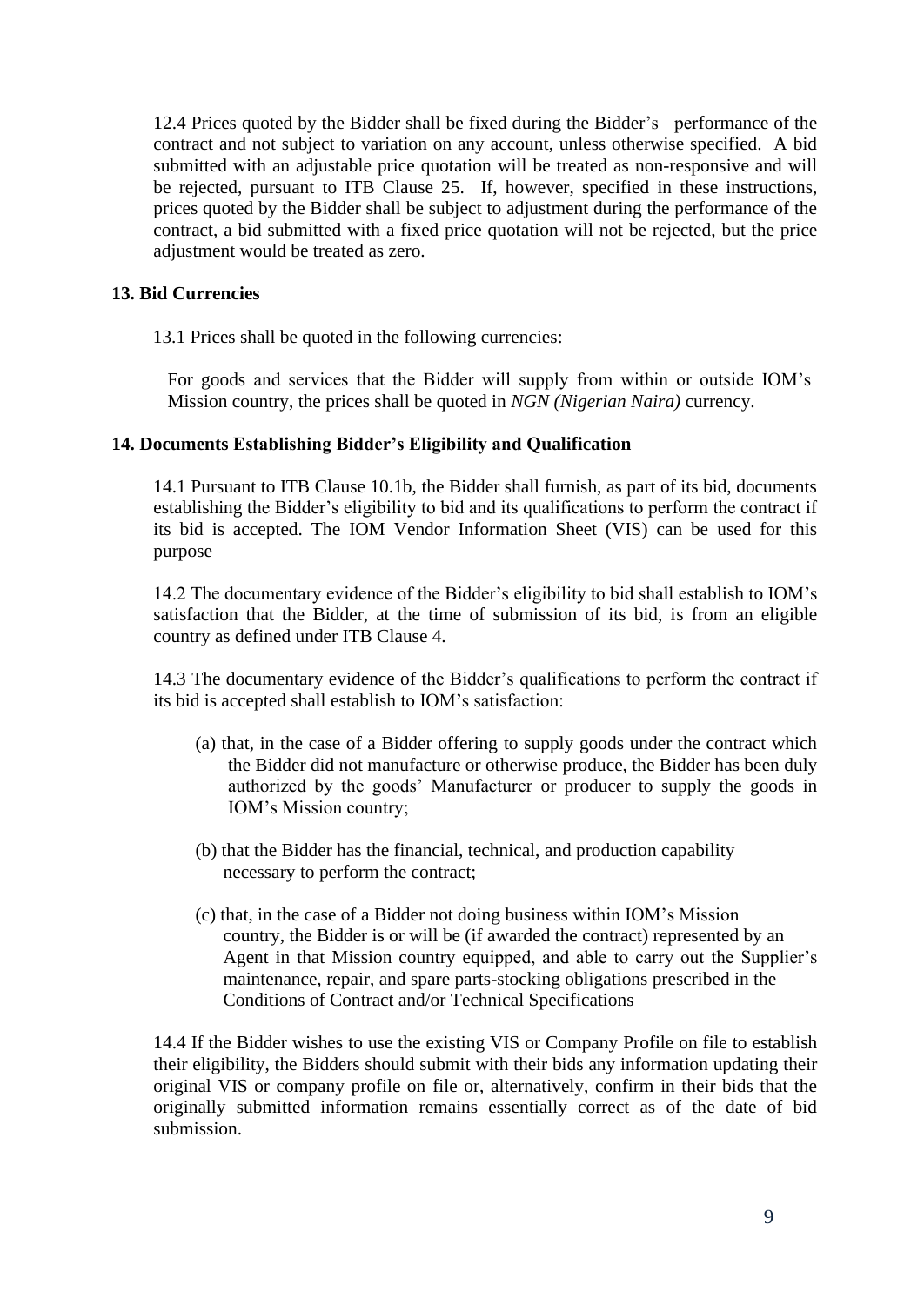12.4 Prices quoted by the Bidder shall be fixed during the Bidder's performance of the contract and not subject to variation on any account, unless otherwise specified. A bid submitted with an adjustable price quotation will be treated as non-responsive and will be rejected, pursuant to ITB Clause 25. If, however, specified in these instructions, prices quoted by the Bidder shall be subject to adjustment during the performance of the contract, a bid submitted with a fixed price quotation will not be rejected, but the price adjustment would be treated as zero.

**13. Bid Currencies**

13.1 Prices shall be quoted in the following currencies:

For goods and services that the Bidder will supply from within or outside IOM's Mission country, the prices shall be quoted in *NGN (Nigerian Naira)* currency.

**14. Documents Establishing Bidder's Eligibility and Qualification**

14.1 Pursuant to ITB Clause 10.1b, the Bidder shall furnish, as part of its bid, documents establishing the Bidder's eligibility to bid and its qualifications to perform the contract if its bid is accepted. The IOM Vendor Information Sheet (VIS) can be used for this purpose

14.2 The documentary evidence of the Bidder's eligibility to bid shall establish to IOM's satisfaction that the Bidder, at the time of submission of its bid, is from an eligible country as defined under ITB Clause 4.

14.3 The documentary evidence of the Bidder's qualifications to perform the contract if its bid is accepted shall establish to IOM's satisfaction:

(a) that, in the case of a Bidder offering to supply goods under the contract which the Bidder did not manufacture or otherwise produce, the Bidder has been duly authorized by the goods' Manufacturer or producer to supply the goods in IOM's Mission country;

(b) that the Bidder has the financial, technical, and production capability necessary to perform the contract;

(c) that, in the case of a Bidder not doing business within IOM's Mission country, the Bidder is or will be (if awarded the contract) represented by an Agent in that Mission country equipped, and able to carry out the Supplier's maintenance, repair, and spare parts-stocking obligations prescribed in the Conditions of Contract and/or Technical Specifications

14.4 If the Bidder wishes to use the existing VIS or Company Profile on file to establish their eligibility, the Bidders should submit with their bids any information updating their original VIS or company profile on file or, alternatively, confirm in their bids that the originally submitted information remains essentially correct as of the date of bid submission.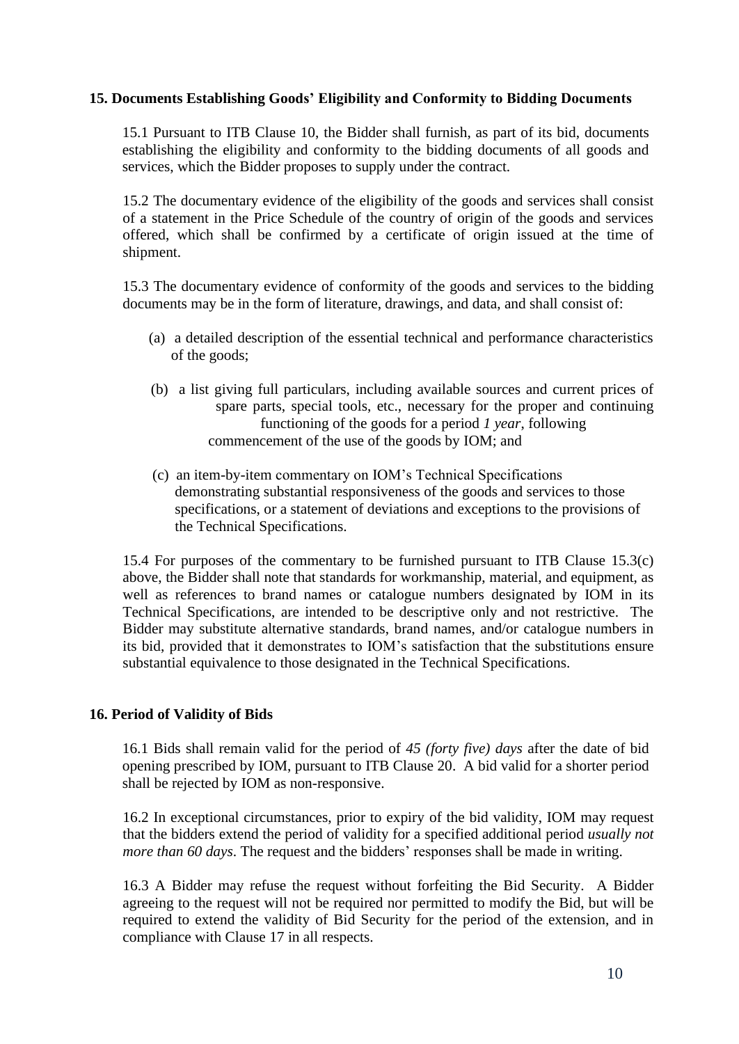**15. Documents Establishing Goods' Eligibility and Conformity to Bidding Documents**

15.1 Pursuant to ITB Clause 10, the Bidder shall furnish, as part of its bid, documents establishing the eligibility and conformity to the bidding documents of all goods and services, which the Bidder proposes to supply under the contract.

15.2 The documentary evidence of the eligibility of the goods and services shall consist of a statement in the Price Schedule of the country of origin of the goods and services offered, which shall be confirmed by a certificate of origin issued at the time of shipment.

15.3 The documentary evidence of conformity of the goods and services to the bidding documents may be in the form of literature, drawings, and data, and shall consist of:

(a) a detailed description of the essential technical and performance characteristics of the goods;

(b) a list giving full particulars, including available sources and current prices of spare parts, special tools, etc., necessary for the proper and continuing functioning of the goods for a period *1 year*, following commencement of the use of the goods by IOM; and

(c) an item-by-item commentary on IOM's Technical Specifications demonstrating substantial responsiveness of the goods and services to those specifications, or a statement of deviations and exceptions to the provisions of the Technical Specifications.

15.4 For purposes of the commentary to be furnished pursuant to ITB Clause 15.3(c) above, the Bidder shall note that standards for workmanship, material, and equipment, as well as references to brand names or catalogue numbers designated by IOM in its Technical Specifications, are intended to be descriptive only and not restrictive. The Bidder may substitute alternative standards, brand names, and/or catalogue numbers in its bid, provided that it demonstrates to IOM's satisfaction that the substitutions ensure substantial equivalence to those designated in the Technical Specifications.

**16. Period of Validity of Bids**

16.1 Bids shall remain valid for the period of *45 (forty five) days* after the date of bid opening prescribed by IOM, pursuant to ITB Clause 20. A bid valid for a shorter period shall be rejected by IOM as non-responsive.

16.2 In exceptional circumstances, prior to expiry of the bid validity, IOM may request that the bidders extend the period of validity for a specified additional period *usually not more than 60 days*. The request and the bidders' responses shall be made in writing.

16.3 A Bidder may refuse the request without forfeiting the Bid Security. A Bidder agreeing to the request will not be required nor permitted to modify the Bid, but will be required to extend the validity of Bid Security for the period of the extension, and in compliance with Clause 17 in all respects.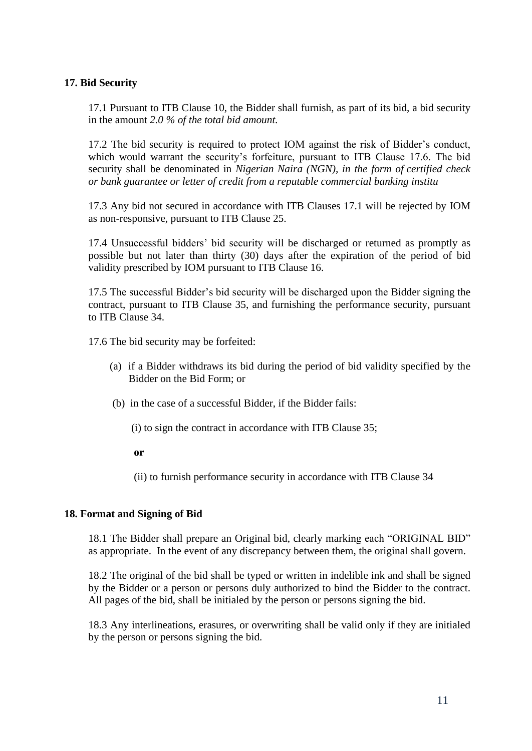**17. Bid Security**

17.1 Pursuant to ITB Clause 10, the Bidder shall furnish, as part of its bid, a bid security in the amount *2.0 % of the total bid amount.*

17.2 The bid security is required to protect IOM against the risk of Bidder's conduct, which would warrant the security's forfeiture, pursuant to ITB Clause 17.6. The bid security shall be denominated in *Nigerian Naira (NGN), in the form of certified check or bank guarantee or letter of credit from a reputable commercial banking institu*

17.3 Any bid not secured in accordance with ITB Clauses 17.1 will be rejected by IOM as non-responsive, pursuant to ITB Clause 25.

17.4 Unsuccessful bidders' bid security will be discharged or returned as promptly as possible but not later than thirty (30) days after the expiration of the period of bid validity prescribed by IOM pursuant to ITB Clause 16.

17.5 The successful Bidder's bid security will be discharged upon the Bidder signing the contract, pursuant to ITB Clause 35, and furnishing the performance security, pursuant to ITB Clause 34.

17.6 The bid security may be forfeited:

(a) if a Bidder withdraws its bid during the period of bid validity specified by the Bidder on the Bid Form; or

(b) in the case of a successful Bidder, if the Bidder fails:

(i) to sign the contract in accordance with ITB Clause 35;

**or**

(ii) to furnish performance security in accordance with ITB Clause 34

**18. Format and Signing of Bid**

18.1 The Bidder shall prepare an Original bid, clearly marking each "ORIGINAL BID" as appropriate. In the event of any discrepancy between them, the original shall govern.

18.2 The original of the bid shall be typed or written in indelible ink and shall be signed by the Bidder or a person or persons duly authorized to bind the Bidder to the contract. All pages of the bid, shall be initialed by the person or persons signing the bid.

18.3 Any interlineations, erasures, or overwriting shall be valid only if they are initialed by the person or persons signing the bid.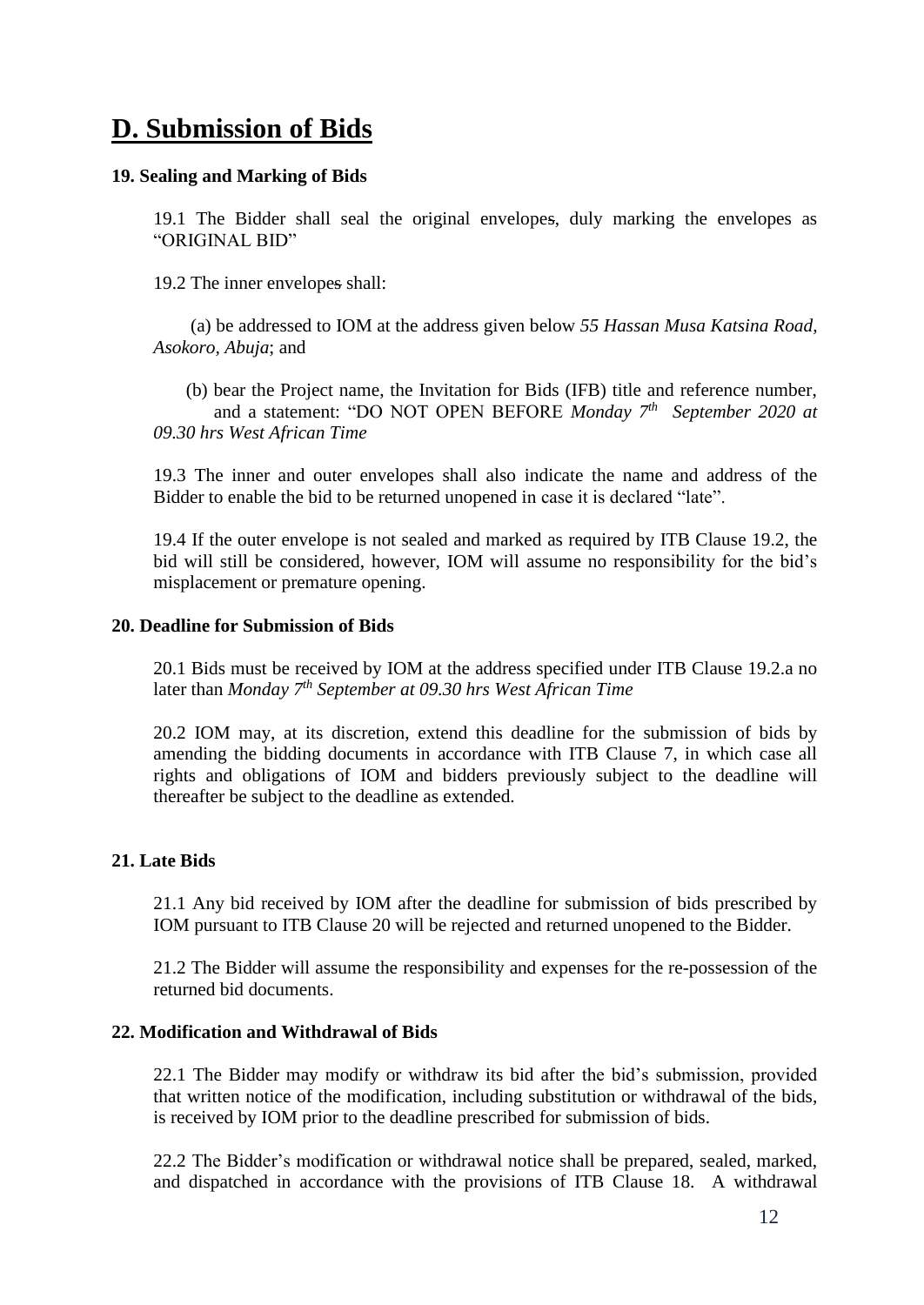# D. Submission of Bids

**19. Sealing and Marking of Bids**

19.1 The Bidder shall seal the original envelopes, duly marking the envelopes as "ORIGINAL BID"

19.2 The inner envelopes shall:

(a) be addressed to IOM at the address given below *55 Hassan Musa Katsina Road, Asokoro, Abuja*; and

(b) bear the Project name, the Invitation for Bids (IFB) title and reference number, and a statement: "DO NOT OPEN BEFORE *Monday 7th September 2020 at 09.30 hrs West African Time*

19.3 The inner and outer envelopes shall also indicate the name and address of the Bidder to enable the bid to be returned unopened in case it is declared "late".

19.4 If the outer envelope is not sealed and marked as required by ITB Clause 19.2, the bid will still be considered, however, IOM will assume no responsibility for the bid's misplacement or premature opening.

**20. Deadline for Submission of Bids**

20.1 Bids must be received by IOM at the address specified under ITB Clause 19.2.a no later than *Monday 7th September at 09.30 hrs West African Time*

20.2 IOM may, at its discretion, extend this deadline for the submission of bids by amending the bidding documents in accordance with ITB Clause 7, in which case all rights and obligations of IOM and bidders previously subject to the deadline will thereafter be subject to the deadline as extended.

**21. Late Bids**

21.1 Any bid received by IOM after the deadline for submission of bids prescribed by IOM pursuant to ITB Clause 20 will be rejected and returned unopened to the Bidder.

21.2 The Bidder will assume the responsibility and expenses for the re-possession of the returned bid documents.

**22. Modification and Withdrawal of Bids**

22.1 The Bidder may modify or withdraw its bid after the bid's submission, provided that written notice of the modification, including substitution or withdrawal of the bids, is received by IOM prior to the deadline prescribed for submission of bids.

22.2 The Bidder's modification or withdrawal notice shall be prepared, sealed, marked, and dispatched in accordance with the provisions of ITB Clause 18. A withdrawal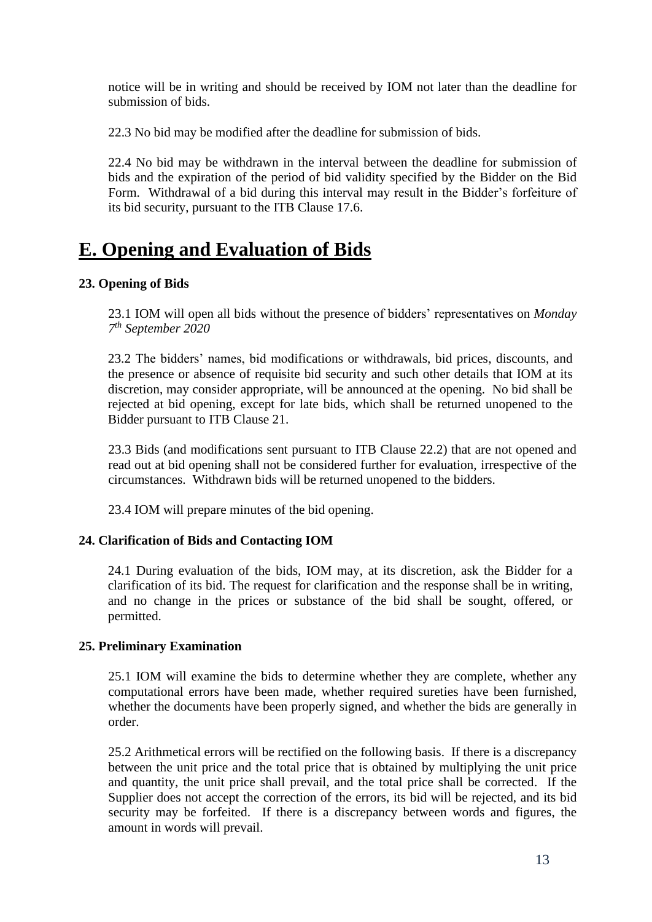notice will be in writing and should be received by IOM not later than the deadline for submission of bids.

22.3 No bid may be modified after the deadline for submission of bids.

22.4 No bid may be withdrawn in the interval between the deadline for submission of bids and the expiration of the period of bid validity specified by the Bidder on the Bid Form. Withdrawal of a bid during this interval may result in the Bidder's forfeiture of its bid security, pursuant to the ITB Clause 17.6.

# E. Opening and Evaluation of Bids

### 23. Opening of Bids

23.1 IOM will open all bids without the presence of bidders' representatives on *Monday 7th September 2020*

23.2 The bidders' names, bid modifications or withdrawals, bid prices, discounts, and the presence or absence of requisite bid security and such other details that IOM at its discretion, may consider appropriate, will be announced at the opening. No bid shall be rejected at bid opening, except for late bids, which shall be returned unopened to the Bidder pursuant to ITB Clause 21.

23.3 Bids (and modifications sent pursuant to ITB Clause 22.2) that are not opened and read out at bid opening shall not be considered further for evaluation, irrespective of the circumstances. Withdrawn bids will be returned unopened to the bidders.

23.4 IOM will prepare minutes of the bid opening.

### 24. Clarification of Bids and Contacting IOM

24.1 During evaluation of the bids, IOM may, at its discretion, ask the Bidder for a clarification of its bid. The request for clarification and the response shall be in writing, and no change in the prices or substance of the bid shall be sought, offered, or permitted.

### 25. Preliminary Examination

25.1 IOM will examine the bids to determine whether they are complete, whether any computational errors have been made, whether required sureties have been furnished, whether the documents have been properly signed, and whether the bids are generally in order.

25.2 Arithmetical errors will be rectified on the following basis. If there is a discrepancy between the unit price and the total price that is obtained by multiplying the unit price and quantity, the unit price shall prevail, and the total price shall be corrected. If the Supplier does not accept the correction of the errors, its bid will be rejected, and its bid security may be forfeited. If there is a discrepancy between words and figures, the amount in words will prevail.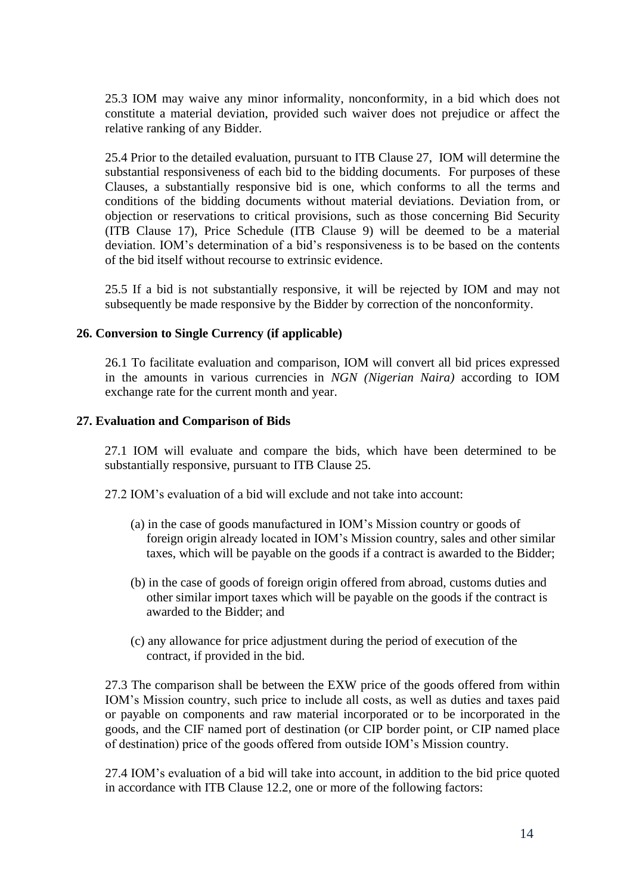25.3 IOM may waive any minor informality, nonconformity, in a bid which does not constitute a material deviation, provided such waiver does not prejudice or affect the relative ranking of any Bidder.

25.4 Prior to the detailed evaluation, pursuant to ITB Clause 27, IOM will determine the substantial responsiveness of each bid to the bidding documents. For purposes of these Clauses, a substantially responsive bid is one, which conforms to all the terms and conditions of the bidding documents without material deviations. Deviation from, or objection or reservations to critical provisions, such as those concerning Bid Security (ITB Clause 17), Price Schedule (ITB Clause 9) will be deemed to be a material deviation. IOM's determination of a bid's responsiveness is to be based on the contents of the bid itself without recourse to extrinsic evidence.

25.5 If a bid is not substantially responsive, it will be rejected by IOM and may not subsequently be made responsive by the Bidder by correction of the nonconformity.

**26. Conversion to Single Currency (if applicable)**

26.1 To facilitate evaluation and comparison, IOM will convert all bid prices expressed in the amounts in various currencies in *NGN (Nigerian Naira)* according to IOM exchange rate for the current month and year.

**27. Evaluation and Comparison of Bids**

27.1 IOM will evaluate and compare the bids, which have been determined to be substantially responsive, pursuant to ITB Clause 25.

27.2 IOM's evaluation of a bid will exclude and not take into account:

(a) in the case of goods manufactured in IOM's Mission country or goods of foreign origin already located in IOM's Mission country, sales and other similar taxes, which will be payable on the goods if a contract is awarded to the Bidder;

(b) in the case of goods of foreign origin offered from abroad, customs duties and other similar import taxes which will be payable on the goods if the contract is awarded to the Bidder; and

(c) any allowance for price adjustment during the period of execution of the contract, if provided in the bid.

27.3 The comparison shall be between the EXW price of the goods offered from within IOM's Mission country, such price to include all costs, as well as duties and taxes paid or payable on components and raw material incorporated or to be incorporated in the goods, and the CIF named port of destination (or CIP border point, or CIP named place of destination) price of the goods offered from outside IOM's Mission country.

27.4 IOM's evaluation of a bid will take into account, in addition to the bid price quoted in accordance with ITB Clause 12.2, one or more of the following factors: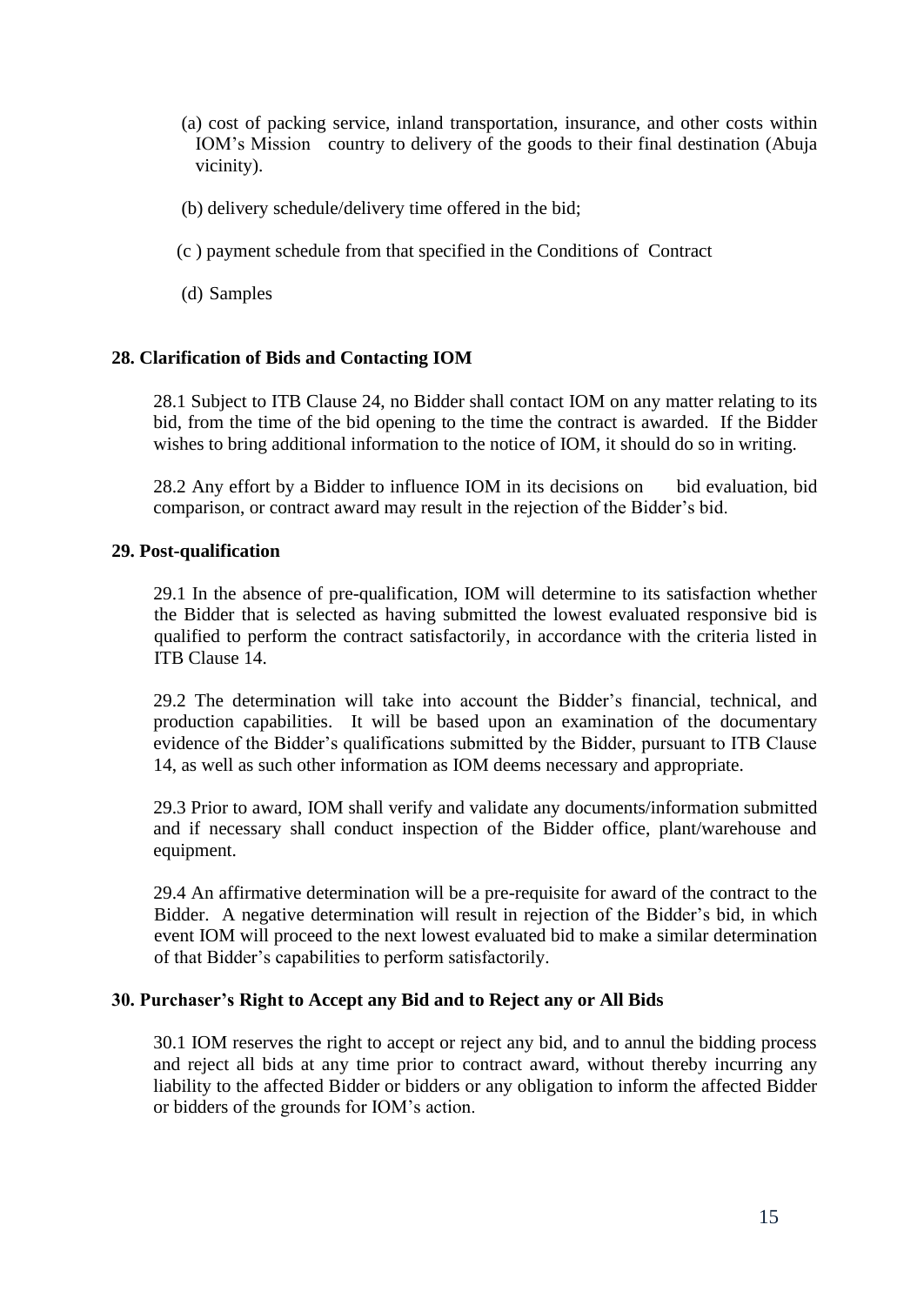(a) cost of packing service, inland transportation, insurance, and other costs within IOM's Mission country to delivery of the goods to their final destination (Abuja vicinity).

(b) delivery schedule/delivery time offered in the bid;

(c ) payment schedule from that specified in the Conditions of Contract

(d) Samples

**28. Clarification of Bids and Contacting IOM**

28.1 Subject to ITB Clause 24, no Bidder shall contact IOM on any matter relating to its bid, from the time of the bid opening to the time the contract is awarded. If the Bidder wishes to bring additional information to the notice of IOM, it should do so in writing.

28.2 Any effort by a Bidder to influence IOM in its decisions on bid evaluation, bid comparison, or contract award may result in the rejection of the Bidder's bid.

**29. Post-qualification**

29.1 In the absence of pre-qualification, IOM will determine to its satisfaction whether the Bidder that is selected as having submitted the lowest evaluated responsive bid is qualified to perform the contract satisfactorily, in accordance with the criteria listed in ITB Clause 14.

29.2 The determination will take into account the Bidder's financial, technical, and production capabilities. It will be based upon an examination of the documentary evidence of the Bidder's qualifications submitted by the Bidder, pursuant to ITB Clause 14, as well as such other information as IOM deems necessary and appropriate.

29.3 Prior to award, IOM shall verify and validate any documents/information submitted and if necessary shall conduct inspection of the Bidder office, plant/warehouse and equipment.

29.4 An affirmative determination will be a pre-requisite for award of the contract to the Bidder. A negative determination will result in rejection of the Bidder's bid, in which event IOM will proceed to the next lowest evaluated bid to make a similar determination of that Bidder's capabilities to perform satisfactorily.

**30. Purchaser's Right to Accept any Bid and to Reject any or All Bids**

30.1 IOM reserves the right to accept or reject any bid, and to annul the bidding process and reject all bids at any time prior to contract award, without thereby incurring any liability to the affected Bidder or bidders or any obligation to inform the affected Bidder or bidders of the grounds for IOM's action.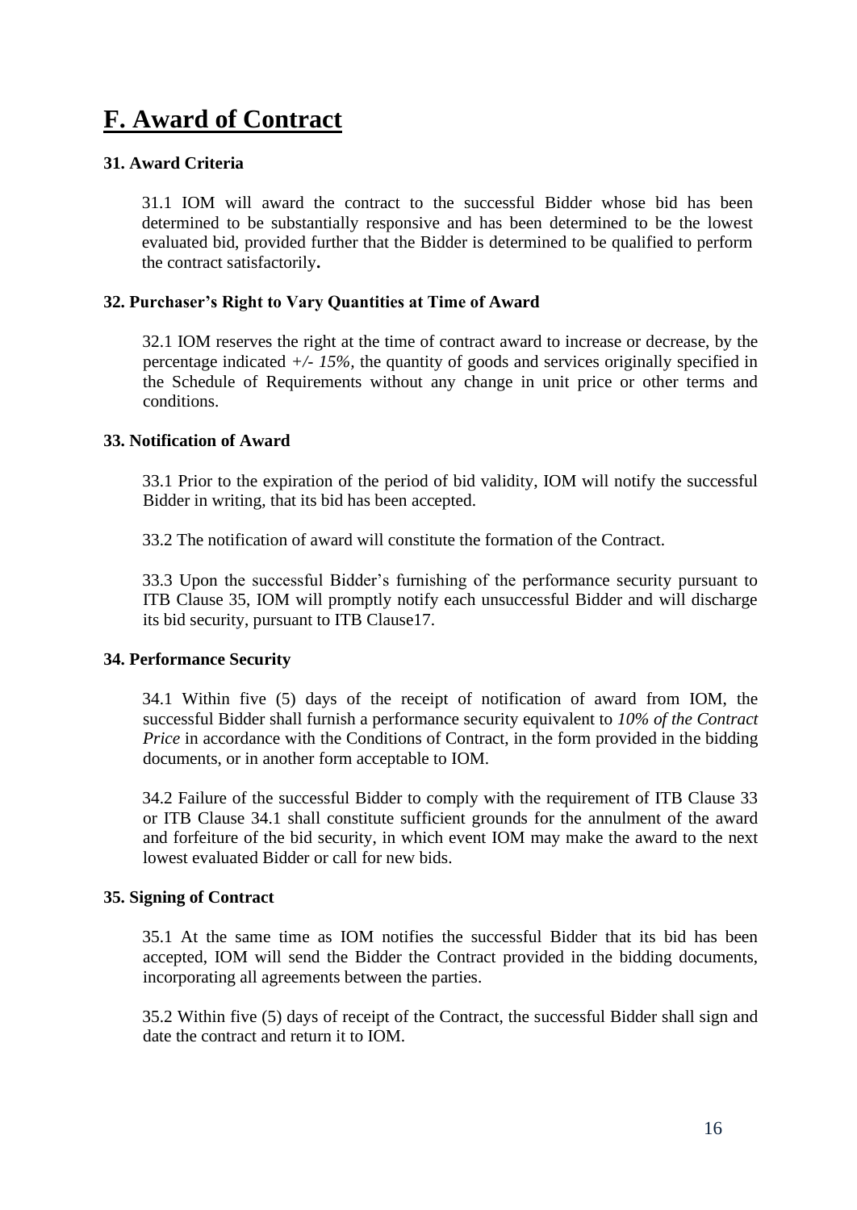# F. Award of Contract

### 31. Award Criteria

31.1 IOM will award the contract to the successful Bidder whose bid has been determined to be substantially responsive and has been determined to be the lowest evaluated bid, provided further that the Bidder is determined to be qualified to perform the contract satisfactorily**.**

### 32. Purchaser's Right to Vary Quantities at Time of Award

32.1 IOM reserves the right at the time of contract award to increase or decrease, by the percentage indicated *+/- 15%,* the quantity of goods and services originally specified in the Schedule of Requirements without any change in unit price or other terms and conditions.

### 33. Notification of Award

33.1 Prior to the expiration of the period of bid validity, IOM will notify the successful Bidder in writing, that its bid has been accepted.

33.2 The notification of award will constitute the formation of the Contract.

33.3 Upon the successful Bidder's furnishing of the performance security pursuant to ITB Clause 35, IOM will promptly notify each unsuccessful Bidder and will discharge its bid security, pursuant to ITB Clause17.

### 34. Performance Security

34.1 Within five (5) days of the receipt of notification of award from IOM, the successful Bidder shall furnish a performance security equivalent to *10% of the Contract Price* in accordance with the Conditions of Contract, in the form provided in the bidding documents, or in another form acceptable to IOM.

34.2 Failure of the successful Bidder to comply with the requirement of ITB Clause 33 or ITB Clause 34.1 shall constitute sufficient grounds for the annulment of the award and forfeiture of the bid security, in which event IOM may make the award to the next lowest evaluated Bidder or call for new bids.

### 35. Signing of Contract

35.1 At the same time as IOM notifies the successful Bidder that its bid has been accepted, IOM will send the Bidder the Contract provided in the bidding documents, incorporating all agreements between the parties.

35.2 Within five (5) days of receipt of the Contract, the successful Bidder shall sign and date the contract and return it to IOM.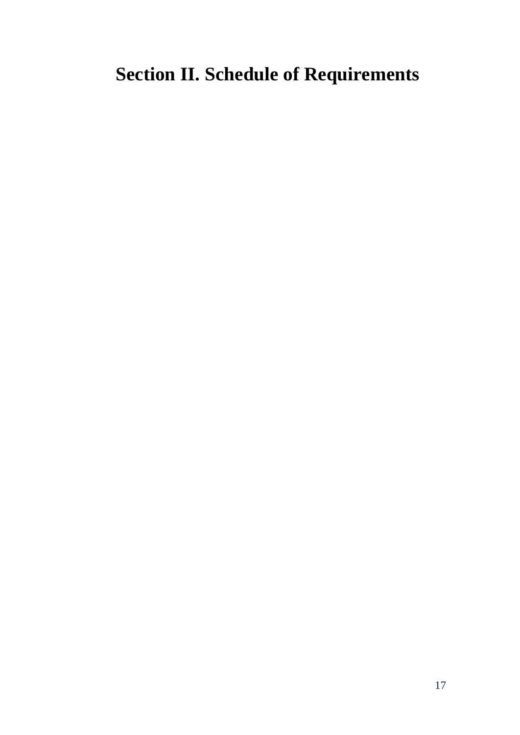# Section II. Schedule of Requirements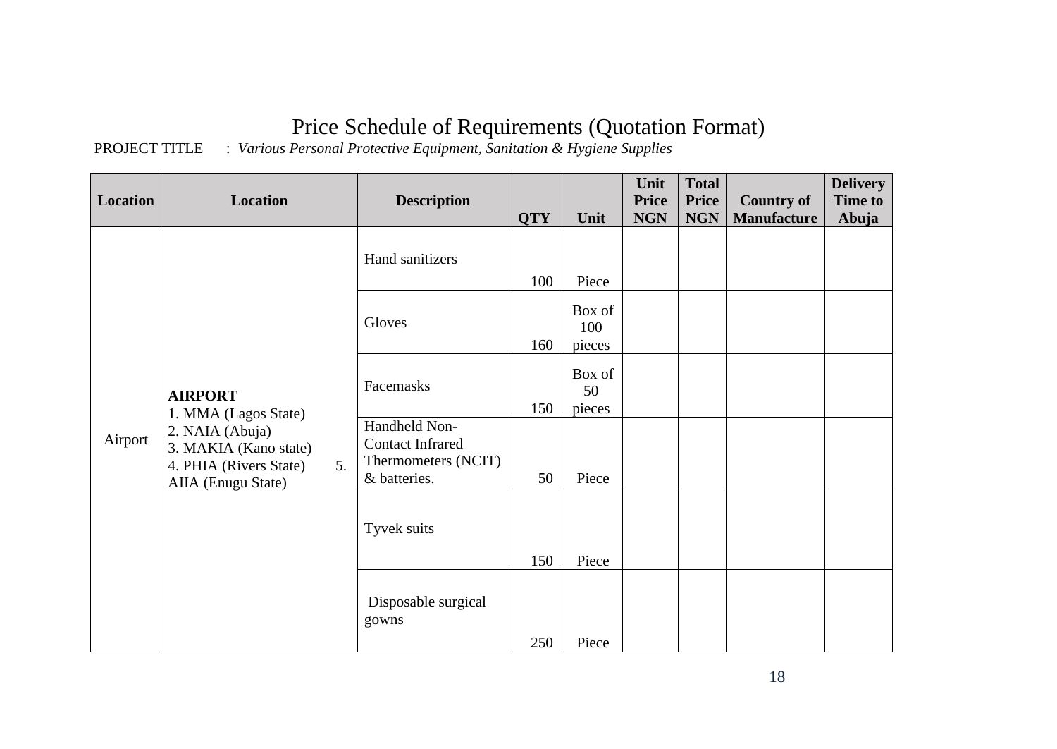# Price Schedule of Requirements (Quotation Format)

PROJECT TITLE : *Various Personal Protective Equipment, Sanitation & Hygiene Supplies*

| Location | Location | Description | QTY | Unit | Unit Price NGN | Total Price NGN | Country of Manufacture | Delivery Time to Abuja |
|---|---|---|---|---|---|---|---|---|
| Airport | **AIRPORT**<br>1. MMA (Lagos State)<br>2. NAIA (Abuja)<br>3. MAKIA (Kano state)<br>4. PHIA (Rivers State) 5. AIIA (Enugu State) | Hand sanitizers | 100 | Piece | | | | |
| | | Gloves | 160 | Box of 100 pieces | | | | |
| | | Facemasks | 150 | Box of 50 pieces | | | | |
| | | Handheld Non-Contact Infrared Thermometers (NCIT) & batteries. | 50 | Piece | | | | |
| | | Tyvek suits | 150 | Piece | | | | |
| | | Disposable surgical gowns | 250 | Piece | | | | |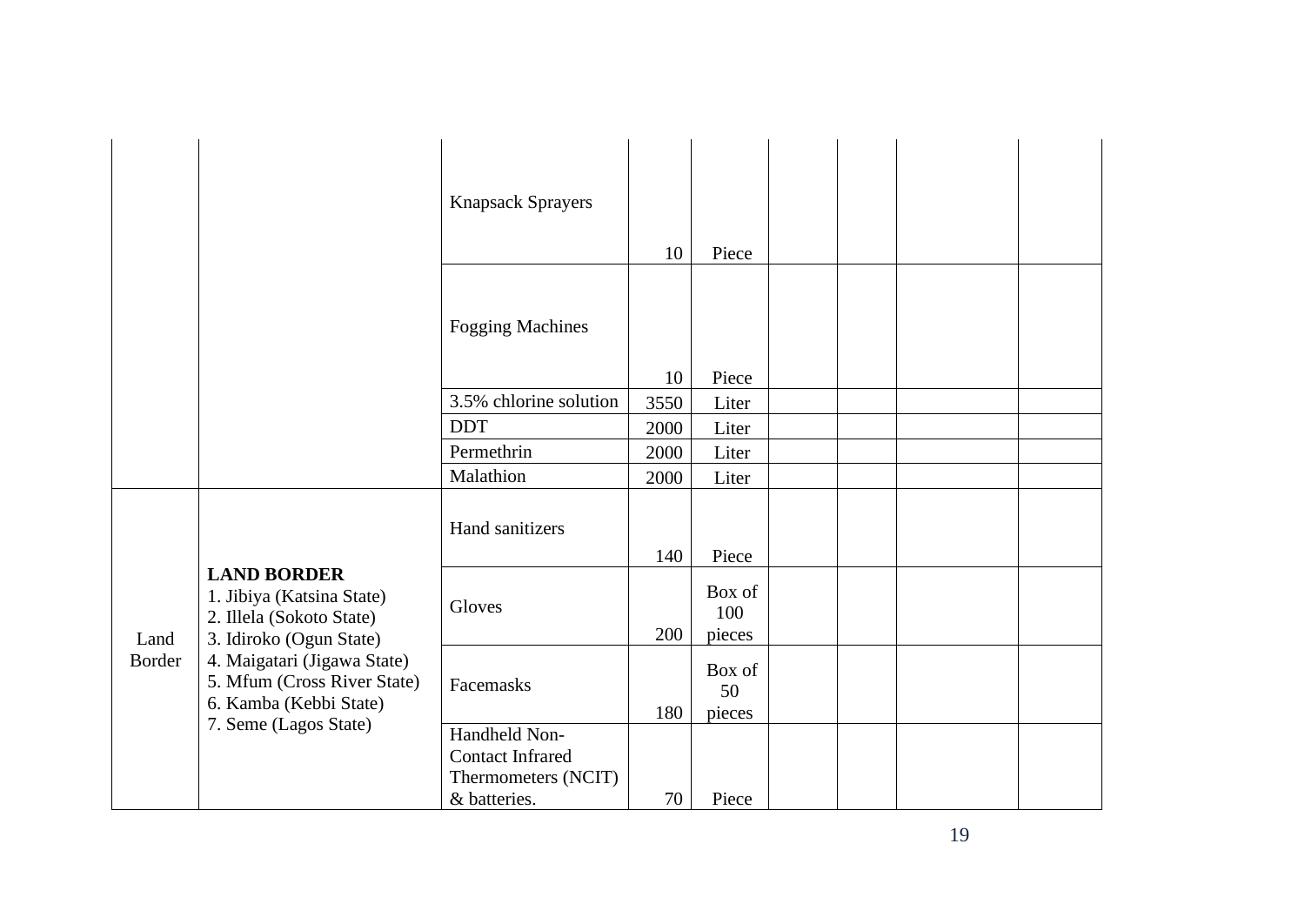| | | | | | | | | |
|---|---|---|---|---|---|---|---|---|
| | | Knapsack Sprayers | 10 | Piece | | | | |
| | | Fogging Machines | 10 | Piece | | | | |
| | | 3.5% chlorine solution | 3550 | Liter | | | | |
| | | DDT | 2000 | Liter | | | | |
| | | Permethrin | 2000 | Liter | | | | |
| | | Malathion | 2000 | Liter | | | | |
| Land Border | **LAND BORDER**<br>1. Jibiya (Katsina State)<br>2. Illela (Sokoto State)<br>3. Idiroko (Ogun State)<br>4. Maigatari (Jigawa State)<br>5. Mfum (Cross River State)<br>6. Kamba (Kebbi State)<br>7. Seme (Lagos State) | Hand sanitizers | 140 | Piece | | | | |
| | | Gloves | 200 | Box of 100 pieces | | | | |
| | | Facemasks | 180 | Box of 50 pieces | | | | |
| | | Handheld Non-Contact Infrared Thermometers (NCIT) & batteries. | 70 | Piece | | | | |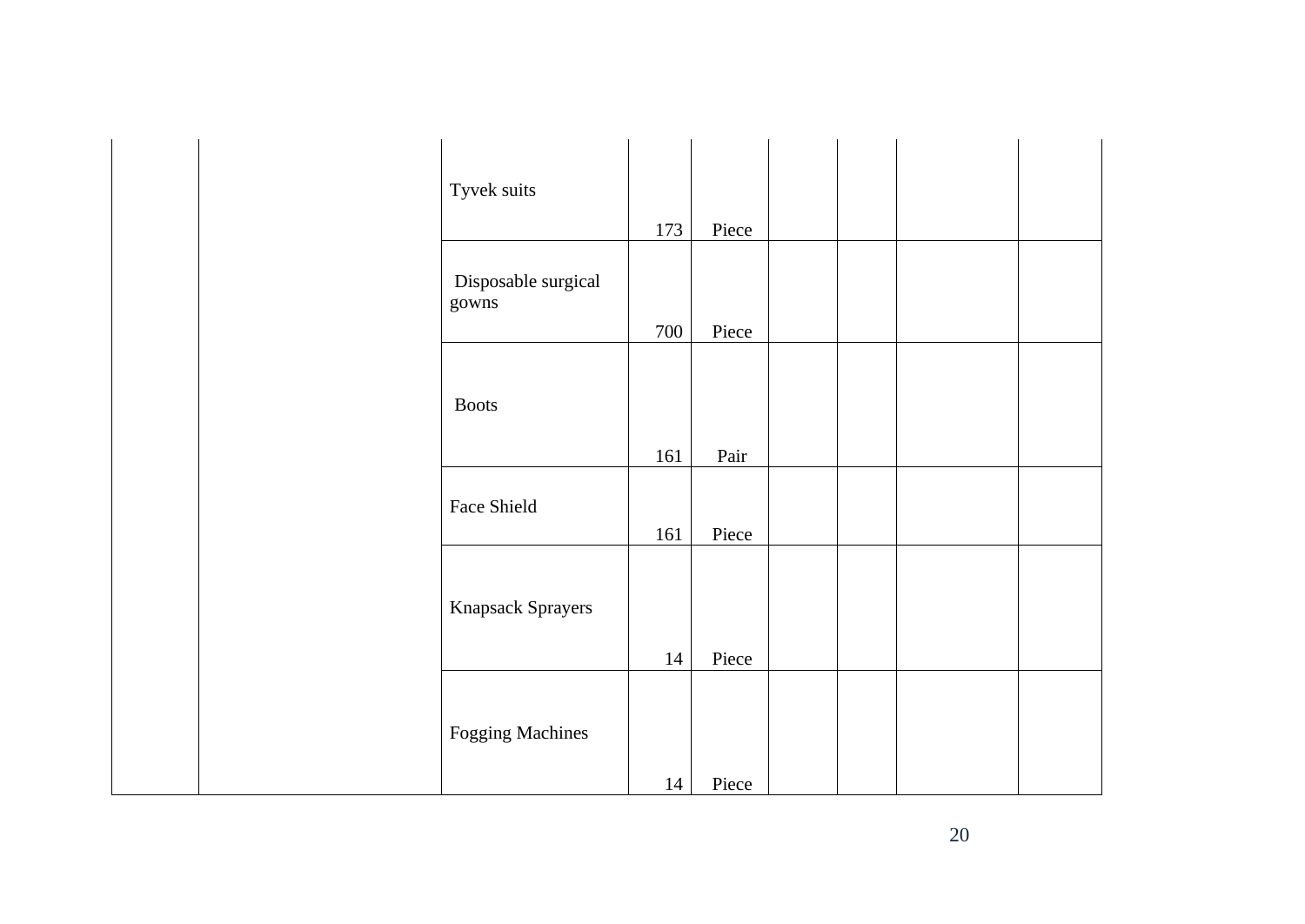| | | | | | | | | |
|---|---|---|---|---|---|---|---|---|
| | | Tyvek suits | 173 | Piece | | | | |
| | | Disposable surgical gowns | 700 | Piece | | | | |
| | | Boots | 161 | Pair | | | | |
| | | Face Shield | 161 | Piece | | | | |
| | | Knapsack Sprayers | 14 | Piece | | | | |
| | | Fogging Machines | 14 | Piece | | | | |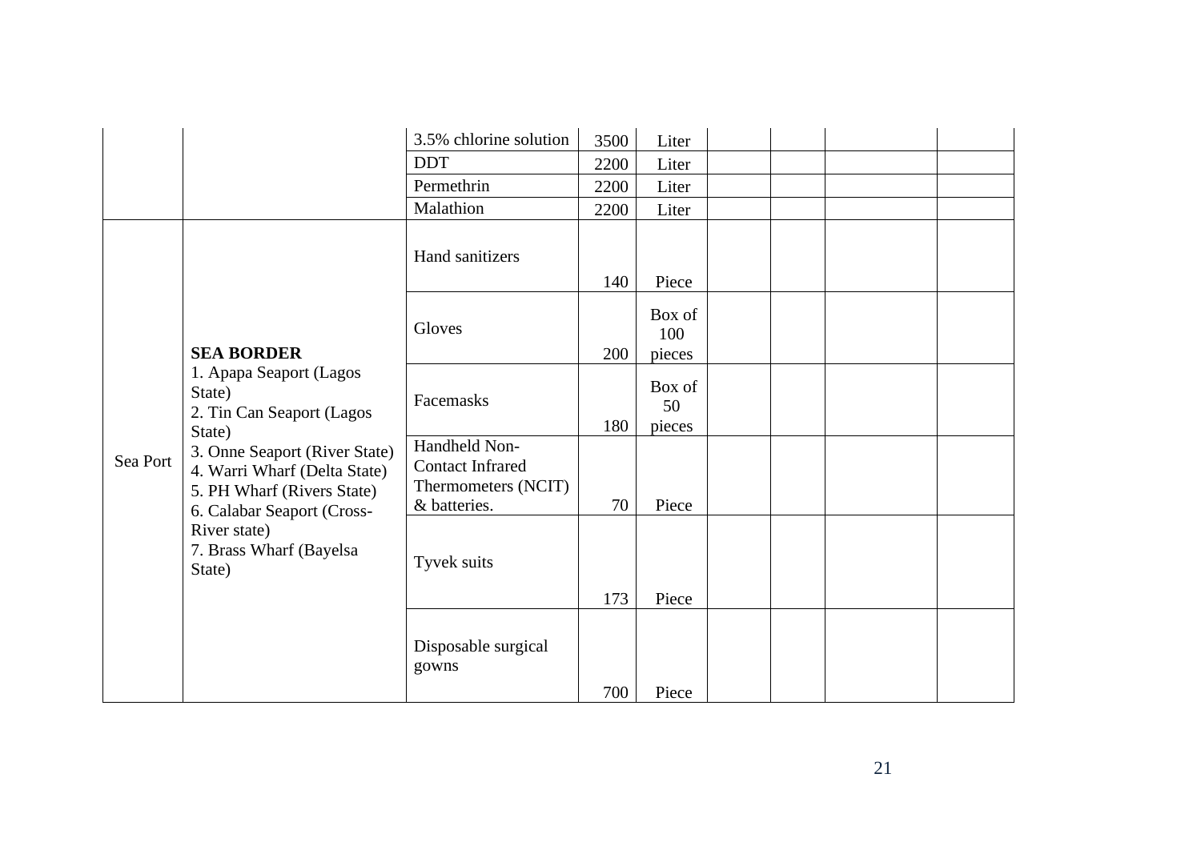| | | | | | | | | |
|---|---|---|---|---|---|---|---|---|
| | | 3.5% chlorine solution | 3500 | Liter | | | | |
| | | DDT | 2200 | Liter | | | | |
| | | Permethrin | 2200 | Liter | | | | |
| | | Malathion | 2200 | Liter | | | | |
| Sea Port | **SEA BORDER**<br>1. Apapa Seaport (Lagos State)<br>2. Tin Can Seaport (Lagos State)<br>3. Onne Seaport (River State)<br>4. Warri Wharf (Delta State)<br>5. PH Wharf (Rivers State)<br>6. Calabar Seaport (Cross-River state)<br>7. Brass Wharf (Bayelsa State) | Hand sanitizers | 140 | Piece | | | | |
| | | Gloves | 200 | Box of 100 pieces | | | | |
| | | Facemasks | 180 | Box of 50 pieces | | | | |
| | | Handheld Non-Contact Infrared Thermometers (NCIT) & batteries. | 70 | Piece | | | | |
| | | Tyvek suits | 173 | Piece | | | | |
| | | Disposable surgical gowns | 700 | Piece | | | | |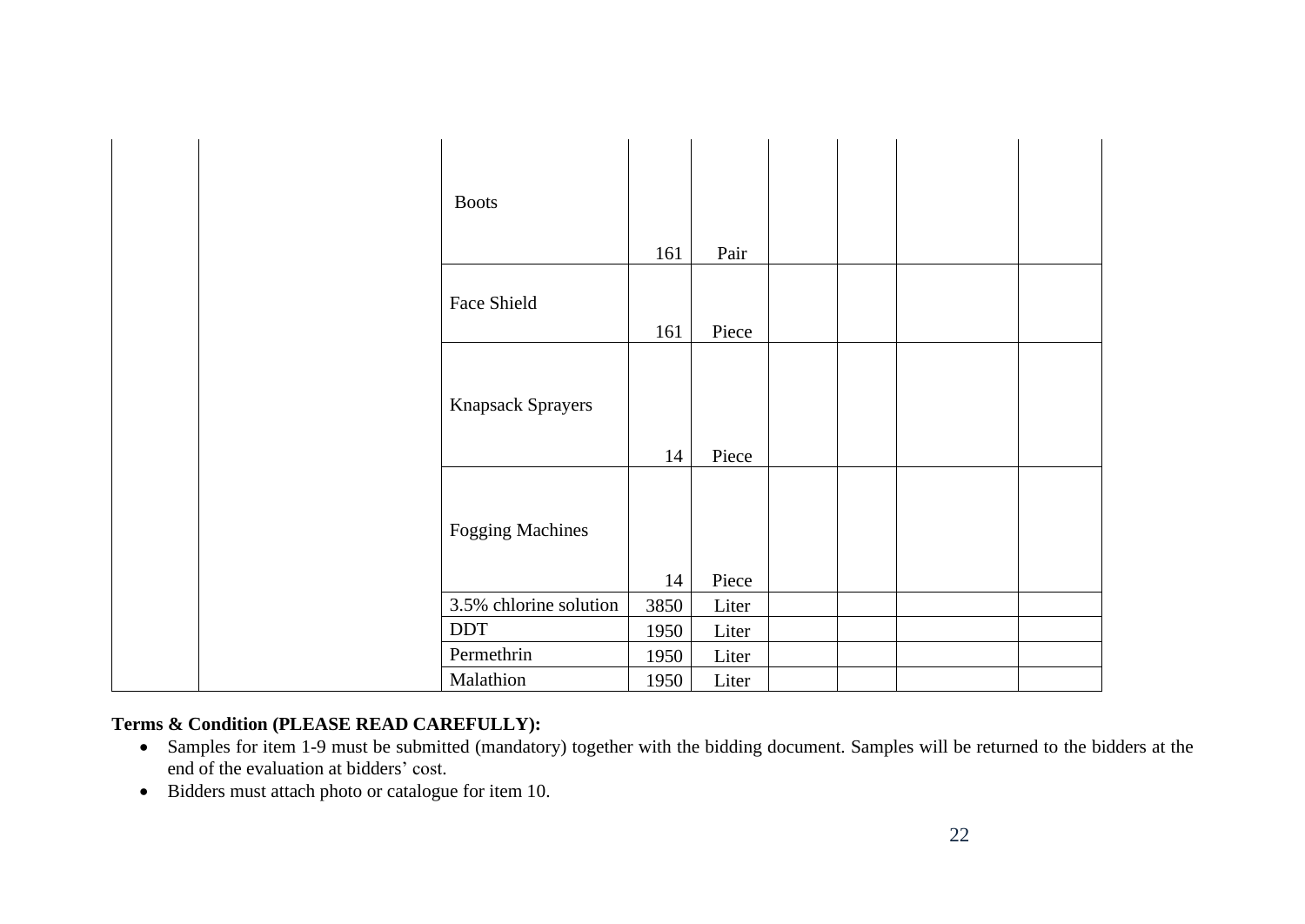| | | | | | | | | |
|---|---|---|---|---|---|---|---|---|
| | | Boots | 161 | Pair | | | | |
| | | Face Shield | 161 | Piece | | | | |
| | | Knapsack Sprayers | 14 | Piece | | | | |
| | | Fogging Machines | 14 | Piece | | | | |
| | | 3.5% chlorine solution | 3850 | Liter | | | | |
| | | DDT | 1950 | Liter | | | | |
| | | Permethrin | 1950 | Liter | | | | |
| | | Malathion | 1950 | Liter | | | | |

**Terms & Condition (PLEASE READ CAREFULLY):**

- Samples for item 1-9 must be submitted (mandatory) together with the bidding document. Samples will be returned to the bidders at the end of the evaluation at bidders' cost.
- Bidders must attach photo or catalogue for item 10.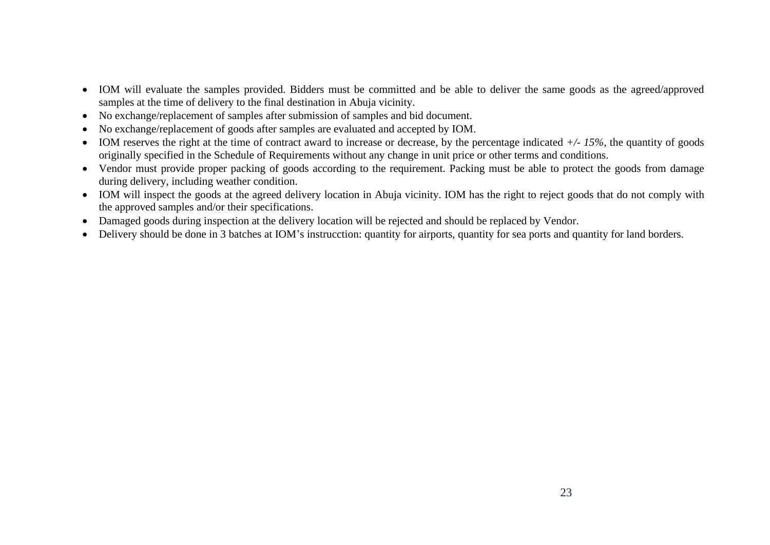- IOM will evaluate the samples provided. Bidders must be committed and be able to deliver the same goods as the agreed/approved samples at the time of delivery to the final destination in Abuja vicinity.
- No exchange/replacement of samples after submission of samples and bid document.
- No exchange/replacement of goods after samples are evaluated and accepted by IOM.
- IOM reserves the right at the time of contract award to increase or decrease, by the percentage indicated *+/- 15%,* the quantity of goods originally specified in the Schedule of Requirements without any change in unit price or other terms and conditions.
- Vendor must provide proper packing of goods according to the requirement. Packing must be able to protect the goods from damage during delivery, including weather condition.
- IOM will inspect the goods at the agreed delivery location in Abuja vicinity. IOM has the right to reject goods that do not comply with the approved samples and/or their specifications.
- Damaged goods during inspection at the delivery location will be rejected and should be replaced by Vendor.
- Delivery should be done in 3 batches at IOM's instrucction: quantity for airports, quantity for sea ports and quantity for land borders.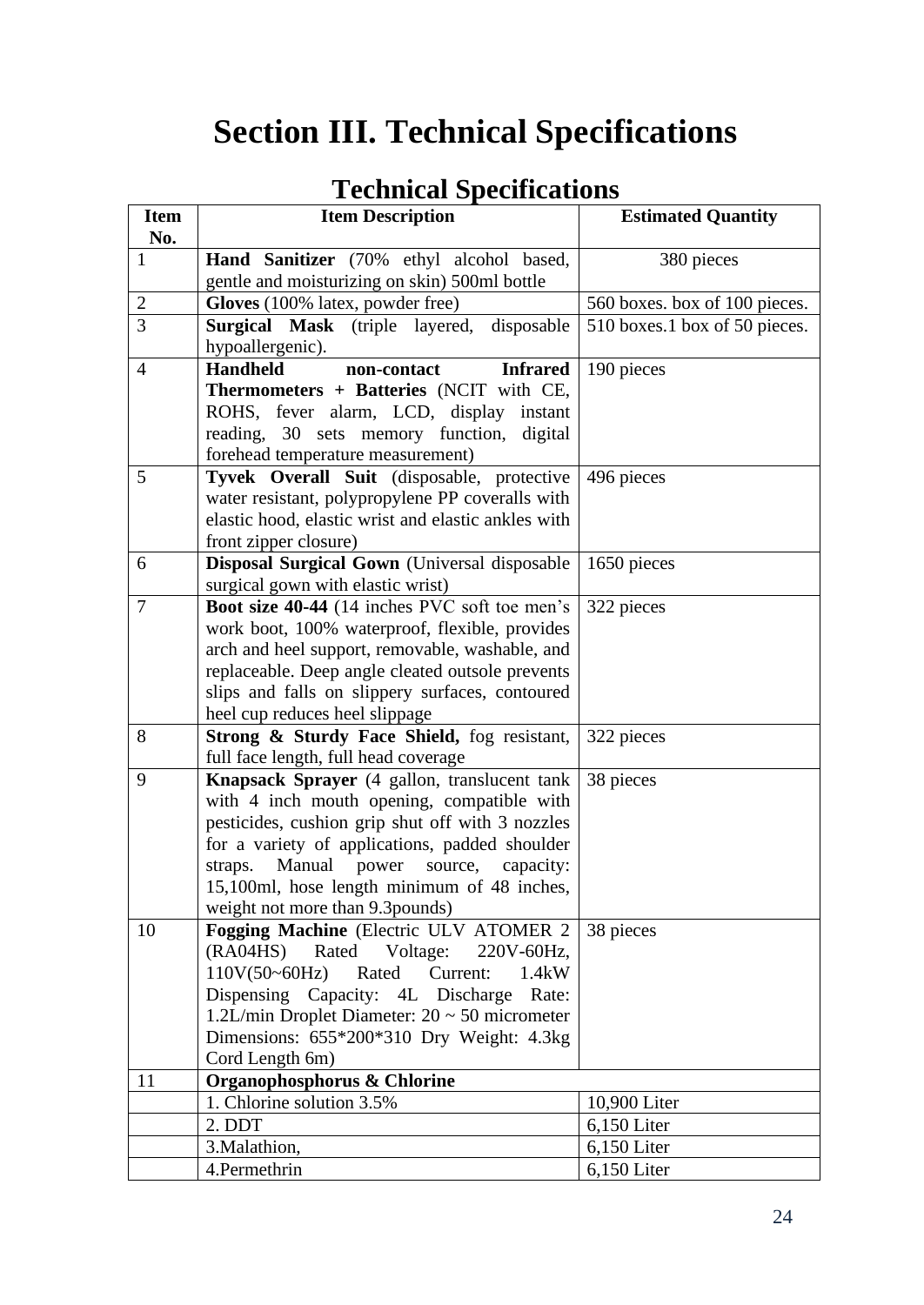# Section III. Technical Specifications

## Technical Specifications

| Item No. | Item Description | Estimated Quantity |
|---|---|---|
| 1 | **Hand Sanitizer** (70% ethyl alcohol based, gentle and moisturizing on skin) 500ml bottle | 380 pieces |
| 2 | **Gloves** (100% latex, powder free) | 560 boxes. box of 100 pieces. |
| 3 | **Surgical Mask** (triple layered, disposable hypoallergenic). | 510 boxes.1 box of 50 pieces. |
| 4 | **Handheld non-contact Infrared Thermometers + Batteries** (NCIT with CE, ROHS, fever alarm, LCD, display instant reading, 30 sets memory function, digital forehead temperature measurement) | 190 pieces |
| 5 | **Tyvek Overall Suit** (disposable, protective water resistant, polypropylene PP coveralls with elastic hood, elastic wrist and elastic ankles with front zipper closure) | 496 pieces |
| 6 | **Disposal Surgical Gown** (Universal disposable surgical gown with elastic wrist) | 1650 pieces |
| 7 | **Boot size 40-44** (14 inches PVC soft toe men's work boot, 100% waterproof, flexible, provides arch and heel support, removable, washable, and replaceable. Deep angle cleated outsole prevents slips and falls on slippery surfaces, contoured heel cup reduces heel slippage | 322 pieces |
| 8 | **Strong & Sturdy Face Shield,** fog resistant, full face length, full head coverage | 322 pieces |
| 9 | **Knapsack Sprayer** (4 gallon, translucent tank with 4 inch mouth opening, compatible with pesticides, cushion grip shut off with 3 nozzles for a variety of applications, padded shoulder straps. Manual power source, capacity: 15,100ml, hose length minimum of 48 inches, weight not more than 9.3pounds) | 38 pieces |
| 10 | **Fogging Machine** (Electric ULV ATOMER 2 (RA04HS) Rated Voltage: 220V-60Hz, 110V(50~60Hz) Rated Current: 1.4kW Dispensing Capacity: 4L Discharge Rate: 1.2L/min Droplet Diameter: 20 ~ 50 micrometer Dimensions: 655*200*310 Dry Weight: 4.3kg Cord Length 6m) | 38 pieces |
| 11 | **Organophosphorus & Chlorine** | |
| | 1. Chlorine solution 3.5% | 10,900 Liter |
| | 2. DDT | 6,150 Liter |
| | 3.Malathion, | 6,150 Liter |
| | 4.Permethrin | 6,150 Liter |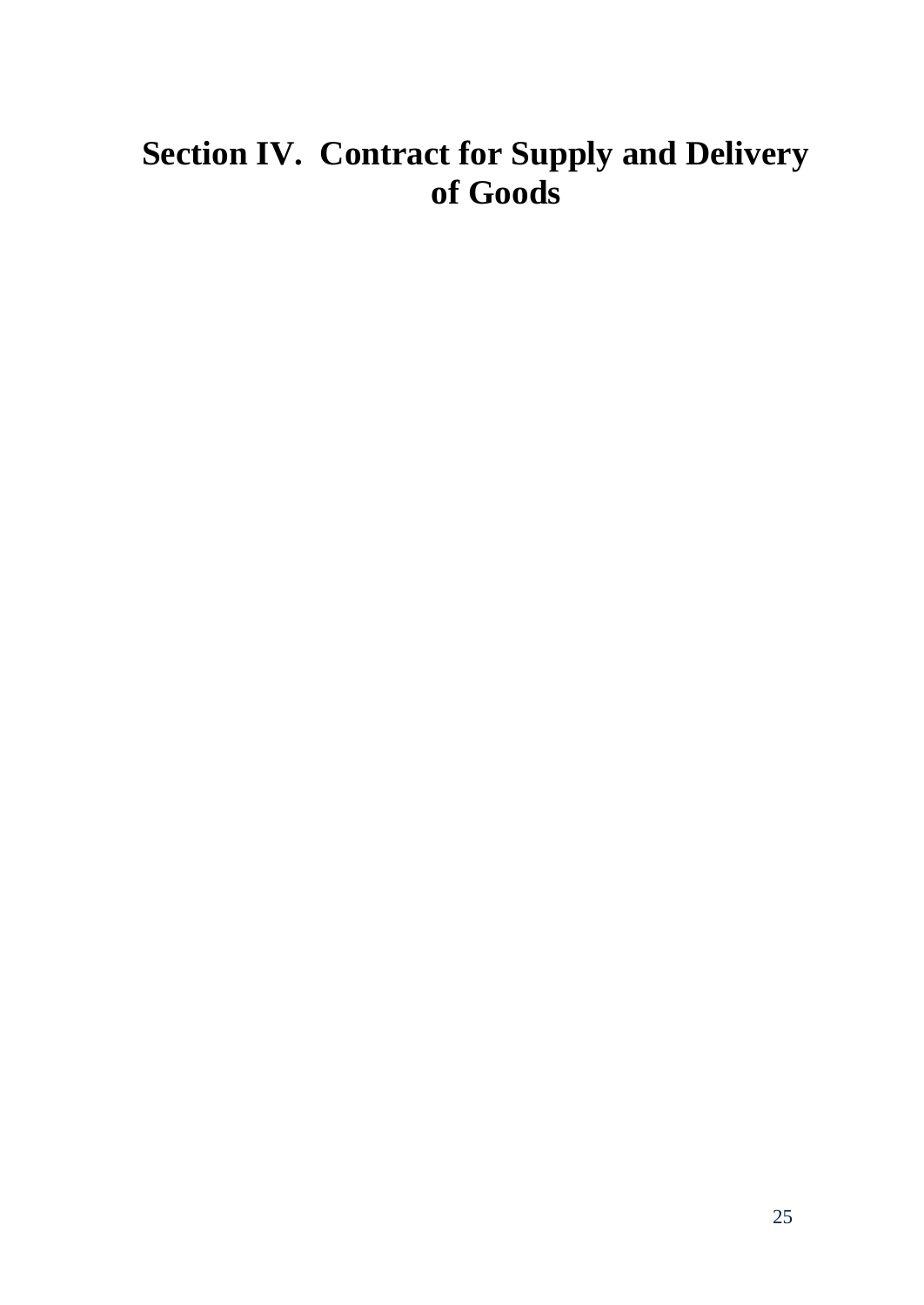# Section IV. Contract for Supply and Delivery of Goods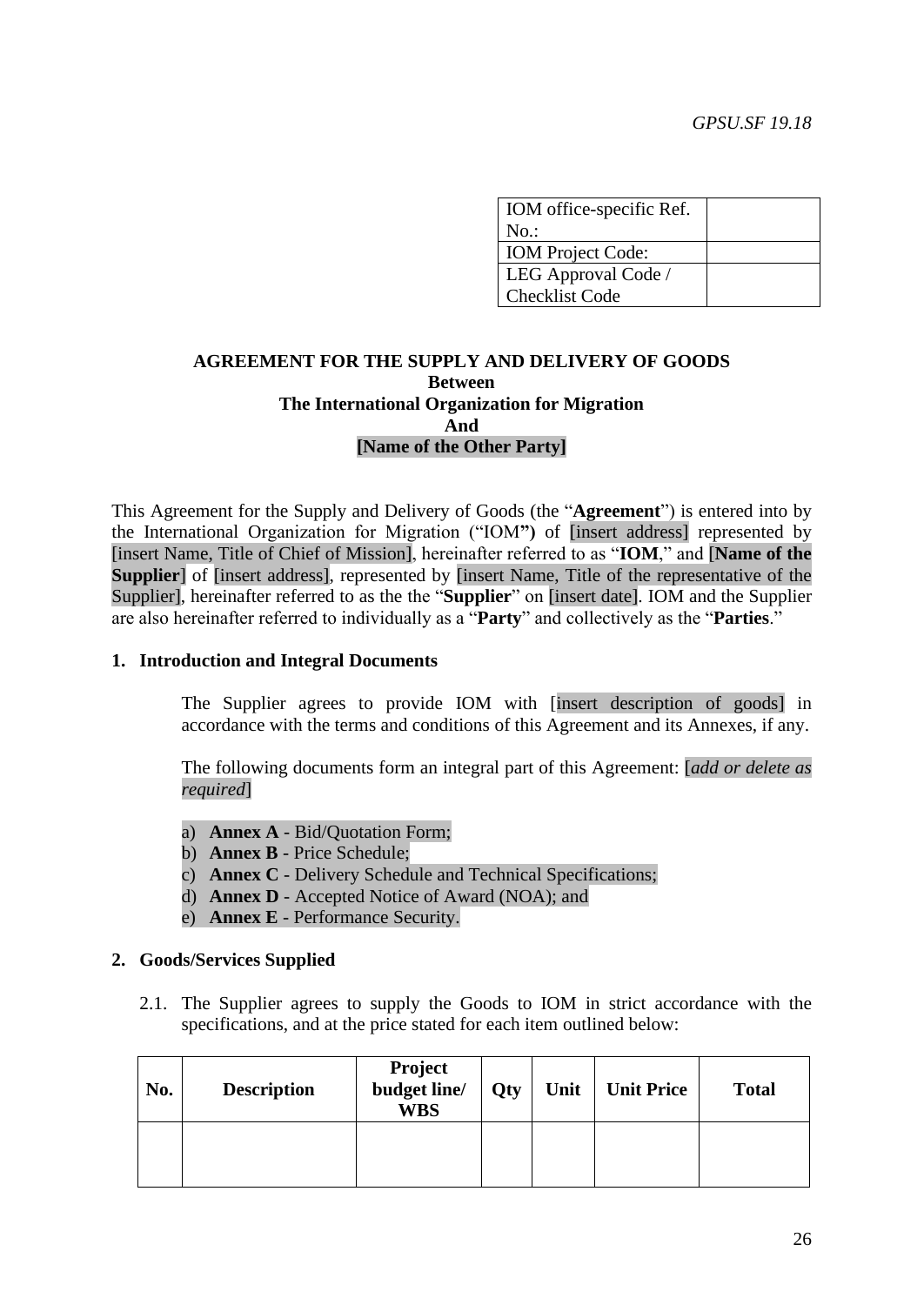*GPSU.SF 19.18*

| IOM office-specific Ref. No.: | |
|---|---|
| IOM Project Code: | |
| LEG Approval Code / Checklist Code | |

**AGREEMENT FOR THE SUPPLY AND DELIVERY OF GOODS**
**Between**
**The International Organization for Migration**
**And**
**[Name of the Other Party]**

This Agreement for the Supply and Delivery of Goods (the "**Agreement**") is entered into by the International Organization for Migration ("IOM**")** of [insert address] represented by [insert Name, Title of Chief of Mission], hereinafter referred to as "**IOM**," and [**Name of the Supplier**] of [insert address], represented by [insert Name, Title of the representative of the Supplier], hereinafter referred to as the the "**Supplier**" on [insert date]. IOM and the Supplier are also hereinafter referred to individually as a "**Party**" and collectively as the "**Parties**."

**1. Introduction and Integral Documents**

The Supplier agrees to provide IOM with [insert description of goods] in accordance with the terms and conditions of this Agreement and its Annexes, if any.

The following documents form an integral part of this Agreement: [*add or delete as required*]

a) **Annex A** - Bid/Quotation Form;
b) **Annex B** - Price Schedule;
c) **Annex C** - Delivery Schedule and Technical Specifications;
d) **Annex D** - Accepted Notice of Award (NOA); and
e) **Annex E** - Performance Security.

**2. Goods/Services Supplied**

2.1. The Supplier agrees to supply the Goods to IOM in strict accordance with the specifications, and at the price stated for each item outlined below:

| No. | Description | Project budget line/ WBS | Qty | Unit | Unit Price | Total |
|---|---|---|---|---|---|---|
| | | | | | | |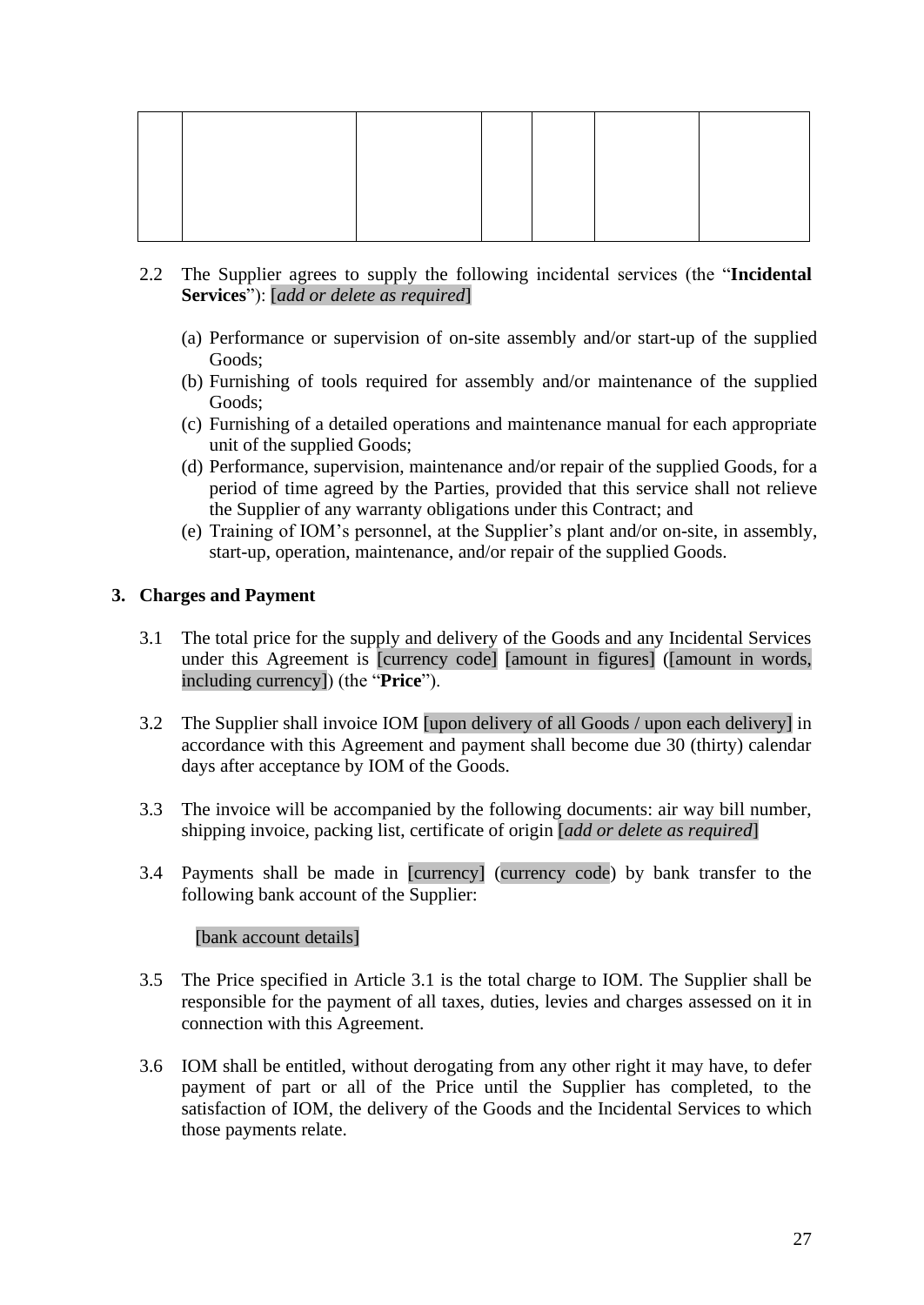| | | | | | | |
|---|---|---|---|---|---|---|
| | | | | | | |

2.2 The Supplier agrees to supply the following incidental services (the "**Incidental Services**"): [*add or delete as required*]

(a) Performance or supervision of on-site assembly and/or start-up of the supplied Goods;
(b) Furnishing of tools required for assembly and/or maintenance of the supplied Goods;
(c) Furnishing of a detailed operations and maintenance manual for each appropriate unit of the supplied Goods;
(d) Performance, supervision, maintenance and/or repair of the supplied Goods, for a period of time agreed by the Parties, provided that this service shall not relieve the Supplier of any warranty obligations under this Contract; and
(e) Training of IOM's personnel, at the Supplier's plant and/or on-site, in assembly, start-up, operation, maintenance, and/or repair of the supplied Goods.

## 3. Charges and Payment

3.1 The total price for the supply and delivery of the Goods and any Incidental Services under this Agreement is [currency code] [amount in figures] ([amount in words, including currency]) (the "**Price**").

3.2 The Supplier shall invoice IOM [upon delivery of all Goods / upon each delivery] in accordance with this Agreement and payment shall become due 30 (thirty) calendar days after acceptance by IOM of the Goods.

3.3 The invoice will be accompanied by the following documents: air way bill number, shipping invoice, packing list, certificate of origin [*add or delete as required*]

3.4 Payments shall be made in [currency] (currency code) by bank transfer to the following bank account of the Supplier:

[bank account details]

3.5 The Price specified in Article 3.1 is the total charge to IOM. The Supplier shall be responsible for the payment of all taxes, duties, levies and charges assessed on it in connection with this Agreement.

3.6 IOM shall be entitled, without derogating from any other right it may have, to defer payment of part or all of the Price until the Supplier has completed, to the satisfaction of IOM, the delivery of the Goods and the Incidental Services to which those payments relate.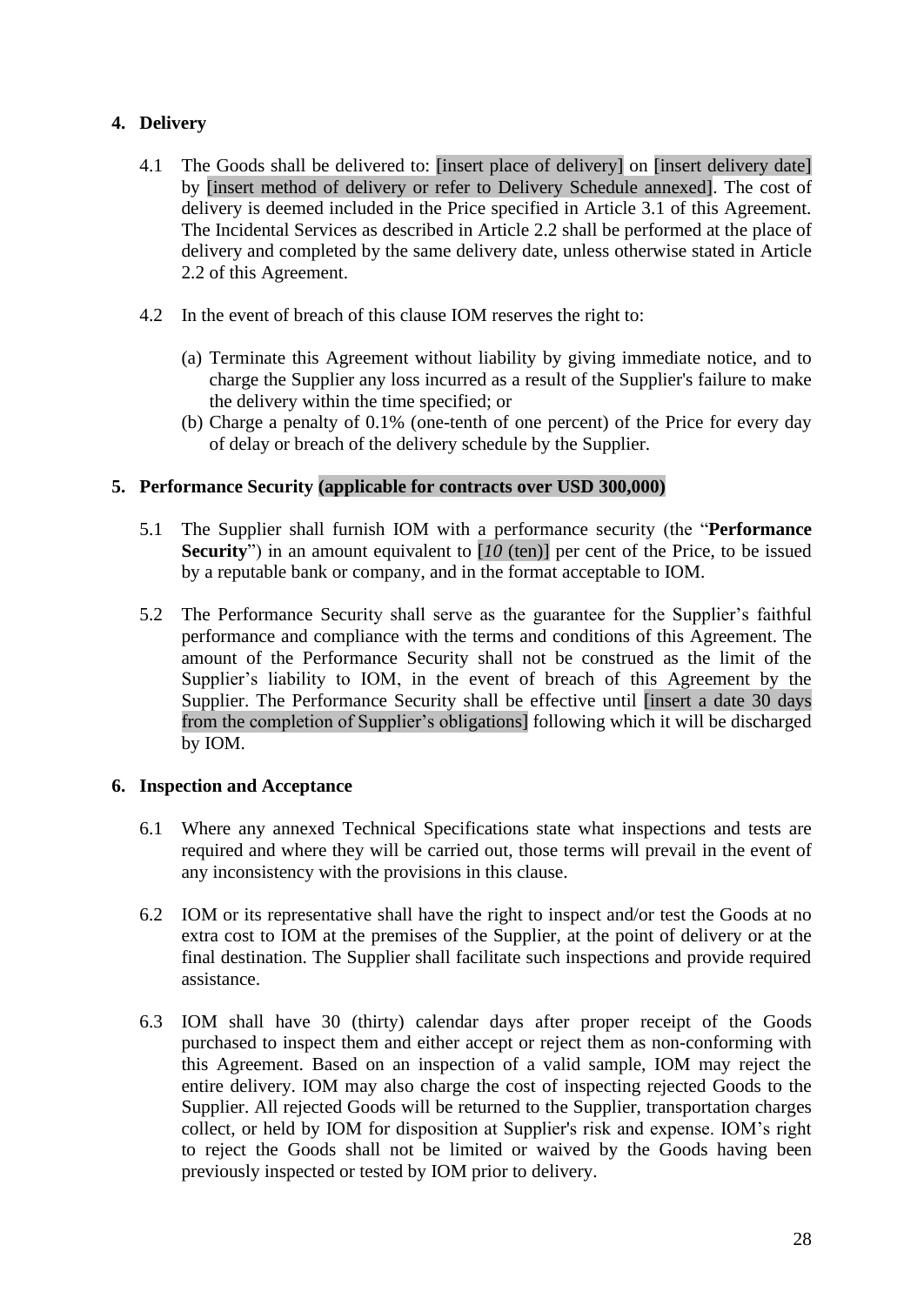## 4. Delivery

4.1 The Goods shall be delivered to: [insert place of delivery] on [insert delivery date] by [insert method of delivery or refer to Delivery Schedule annexed]. The cost of delivery is deemed included in the Price specified in Article 3.1 of this Agreement. The Incidental Services as described in Article 2.2 shall be performed at the place of delivery and completed by the same delivery date, unless otherwise stated in Article 2.2 of this Agreement.

4.2 In the event of breach of this clause IOM reserves the right to:

(a) Terminate this Agreement without liability by giving immediate notice, and to charge the Supplier any loss incurred as a result of the Supplier's failure to make the delivery within the time specified; or
(b) Charge a penalty of 0.1% (one-tenth of one percent) of the Price for every day of delay or breach of the delivery schedule by the Supplier.

## 5. Performance Security (applicable for contracts over USD 300,000)

5.1 The Supplier shall furnish IOM with a performance security (the "**Performance Security**") in an amount equivalent to [*10* (ten)] per cent of the Price, to be issued by a reputable bank or company, and in the format acceptable to IOM.

5.2 The Performance Security shall serve as the guarantee for the Supplier's faithful performance and compliance with the terms and conditions of this Agreement. The amount of the Performance Security shall not be construed as the limit of the Supplier's liability to IOM, in the event of breach of this Agreement by the Supplier. The Performance Security shall be effective until [insert a date 30 days from the completion of Supplier's obligations] following which it will be discharged by IOM.

## 6. Inspection and Acceptance

6.1 Where any annexed Technical Specifications state what inspections and tests are required and where they will be carried out, those terms will prevail in the event of any inconsistency with the provisions in this clause.

6.2 IOM or its representative shall have the right to inspect and/or test the Goods at no extra cost to IOM at the premises of the Supplier, at the point of delivery or at the final destination. The Supplier shall facilitate such inspections and provide required assistance.

6.3 IOM shall have 30 (thirty) calendar days after proper receipt of the Goods purchased to inspect them and either accept or reject them as non-conforming with this Agreement. Based on an inspection of a valid sample, IOM may reject the entire delivery. IOM may also charge the cost of inspecting rejected Goods to the Supplier. All rejected Goods will be returned to the Supplier, transportation charges collect, or held by IOM for disposition at Supplier's risk and expense. IOM's right to reject the Goods shall not be limited or waived by the Goods having been previously inspected or tested by IOM prior to delivery.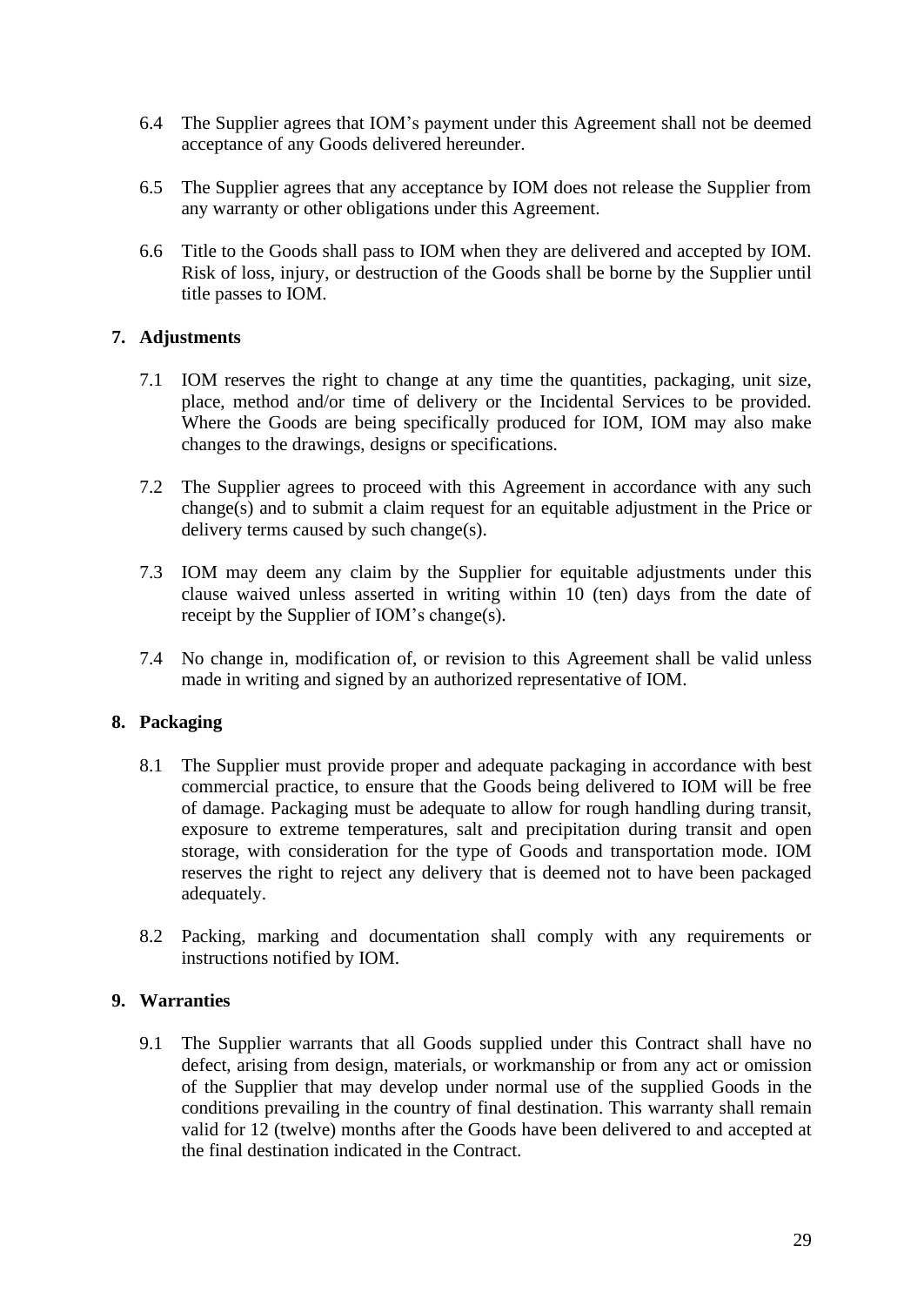6.4 The Supplier agrees that IOM's payment under this Agreement shall not be deemed acceptance of any Goods delivered hereunder.

6.5 The Supplier agrees that any acceptance by IOM does not release the Supplier from any warranty or other obligations under this Agreement.

6.6 Title to the Goods shall pass to IOM when they are delivered and accepted by IOM. Risk of loss, injury, or destruction of the Goods shall be borne by the Supplier until title passes to IOM.

## 7. Adjustments

7.1 IOM reserves the right to change at any time the quantities, packaging, unit size, place, method and/or time of delivery or the Incidental Services to be provided. Where the Goods are being specifically produced for IOM, IOM may also make changes to the drawings, designs or specifications.

7.2 The Supplier agrees to proceed with this Agreement in accordance with any such change(s) and to submit a claim request for an equitable adjustment in the Price or delivery terms caused by such change(s).

7.3 IOM may deem any claim by the Supplier for equitable adjustments under this clause waived unless asserted in writing within 10 (ten) days from the date of receipt by the Supplier of IOM's change(s).

7.4 No change in, modification of, or revision to this Agreement shall be valid unless made in writing and signed by an authorized representative of IOM.

## 8. Packaging

8.1 The Supplier must provide proper and adequate packaging in accordance with best commercial practice, to ensure that the Goods being delivered to IOM will be free of damage. Packaging must be adequate to allow for rough handling during transit, exposure to extreme temperatures, salt and precipitation during transit and open storage, with consideration for the type of Goods and transportation mode. IOM reserves the right to reject any delivery that is deemed not to have been packaged adequately.

8.2 Packing, marking and documentation shall comply with any requirements or instructions notified by IOM.

## 9. Warranties

9.1 The Supplier warrants that all Goods supplied under this Contract shall have no defect, arising from design, materials, or workmanship or from any act or omission of the Supplier that may develop under normal use of the supplied Goods in the conditions prevailing in the country of final destination. This warranty shall remain valid for 12 (twelve) months after the Goods have been delivered to and accepted at the final destination indicated in the Contract.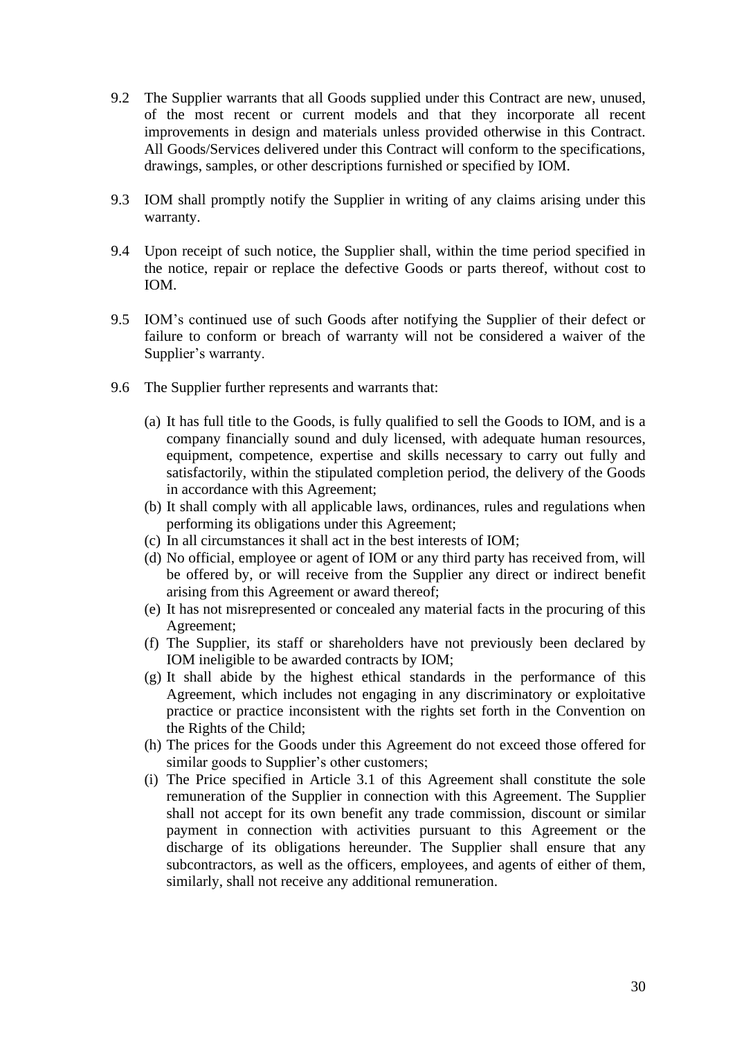9.2 The Supplier warrants that all Goods supplied under this Contract are new, unused, of the most recent or current models and that they incorporate all recent improvements in design and materials unless provided otherwise in this Contract. All Goods/Services delivered under this Contract will conform to the specifications, drawings, samples, or other descriptions furnished or specified by IOM.

9.3 IOM shall promptly notify the Supplier in writing of any claims arising under this warranty.

9.4 Upon receipt of such notice, the Supplier shall, within the time period specified in the notice, repair or replace the defective Goods or parts thereof, without cost to IOM.

9.5 IOM's continued use of such Goods after notifying the Supplier of their defect or failure to conform or breach of warranty will not be considered a waiver of the Supplier's warranty.

9.6 The Supplier further represents and warrants that:

(a) It has full title to the Goods, is fully qualified to sell the Goods to IOM, and is a company financially sound and duly licensed, with adequate human resources, equipment, competence, expertise and skills necessary to carry out fully and satisfactorily, within the stipulated completion period, the delivery of the Goods in accordance with this Agreement;
(b) It shall comply with all applicable laws, ordinances, rules and regulations when performing its obligations under this Agreement;
(c) In all circumstances it shall act in the best interests of IOM;
(d) No official, employee or agent of IOM or any third party has received from, will be offered by, or will receive from the Supplier any direct or indirect benefit arising from this Agreement or award thereof;
(e) It has not misrepresented or concealed any material facts in the procuring of this Agreement;
(f) The Supplier, its staff or shareholders have not previously been declared by IOM ineligible to be awarded contracts by IOM;
(g) It shall abide by the highest ethical standards in the performance of this Agreement, which includes not engaging in any discriminatory or exploitative practice or practice inconsistent with the rights set forth in the Convention on the Rights of the Child;
(h) The prices for the Goods under this Agreement do not exceed those offered for similar goods to Supplier's other customers;
(i) The Price specified in Article 3.1 of this Agreement shall constitute the sole remuneration of the Supplier in connection with this Agreement. The Supplier shall not accept for its own benefit any trade commission, discount or similar payment in connection with activities pursuant to this Agreement or the discharge of its obligations hereunder. The Supplier shall ensure that any subcontractors, as well as the officers, employees, and agents of either of them, similarly, shall not receive any additional remuneration.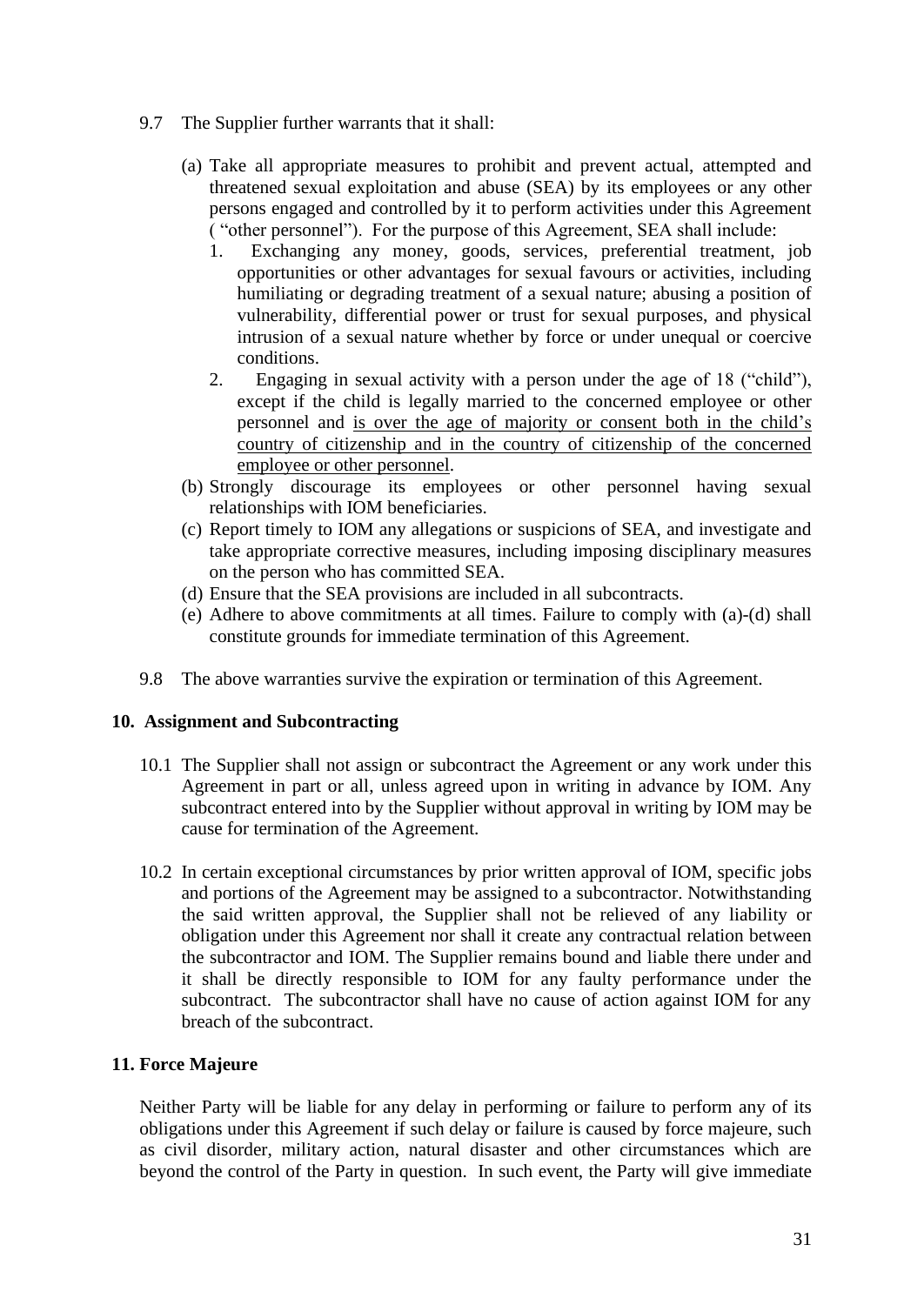9.7 The Supplier further warrants that it shall:

(a) Take all appropriate measures to prohibit and prevent actual, attempted and threatened sexual exploitation and abuse (SEA) by its employees or any other persons engaged and controlled by it to perform activities under this Agreement ( "other personnel"). For the purpose of this Agreement, SEA shall include:

1. Exchanging any money, goods, services, preferential treatment, job opportunities or other advantages for sexual favours or activities, including humiliating or degrading treatment of a sexual nature; abusing a position of vulnerability, differential power or trust for sexual purposes, and physical intrusion of a sexual nature whether by force or under unequal or coercive conditions.
2. Engaging in sexual activity with a person under the age of 18 ("child"), except if the child is legally married to the concerned employee or other personnel and <u>is over the age of majority or consent both in the child's country of citizenship and in the country of citizenship of the concerned employee or other personnel</u>.

(b) Strongly discourage its employees or other personnel having sexual relationships with IOM beneficiaries.

(c) Report timely to IOM any allegations or suspicions of SEA, and investigate and take appropriate corrective measures, including imposing disciplinary measures on the person who has committed SEA.

(d) Ensure that the SEA provisions are included in all subcontracts.

(e) Adhere to above commitments at all times. Failure to comply with (a)-(d) shall constitute grounds for immediate termination of this Agreement.

9.8 The above warranties survive the expiration or termination of this Agreement.

## 10. Assignment and Subcontracting

10.1 The Supplier shall not assign or subcontract the Agreement or any work under this Agreement in part or all, unless agreed upon in writing in advance by IOM. Any subcontract entered into by the Supplier without approval in writing by IOM may be cause for termination of the Agreement.

10.2 In certain exceptional circumstances by prior written approval of IOM, specific jobs and portions of the Agreement may be assigned to a subcontractor. Notwithstanding the said written approval, the Supplier shall not be relieved of any liability or obligation under this Agreement nor shall it create any contractual relation between the subcontractor and IOM. The Supplier remains bound and liable there under and it shall be directly responsible to IOM for any faulty performance under the subcontract. The subcontractor shall have no cause of action against IOM for any breach of the subcontract.

## 11. Force Majeure

Neither Party will be liable for any delay in performing or failure to perform any of its obligations under this Agreement if such delay or failure is caused by force majeure, such as civil disorder, military action, natural disaster and other circumstances which are beyond the control of the Party in question. In such event, the Party will give immediate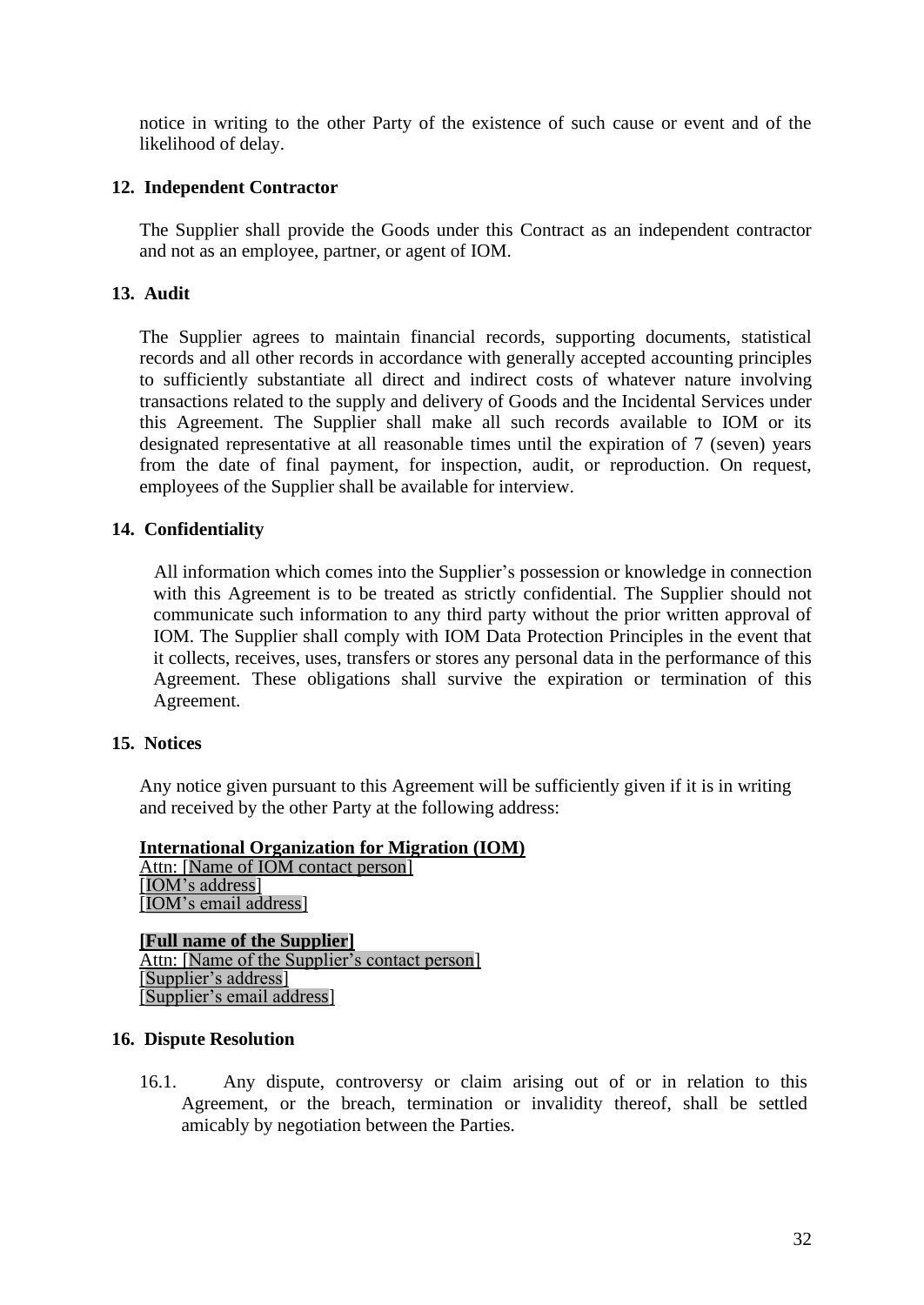notice in writing to the other Party of the existence of such cause or event and of the likelihood of delay.

## 12. Independent Contractor

The Supplier shall provide the Goods under this Contract as an independent contractor and not as an employee, partner, or agent of IOM.

## 13. Audit

The Supplier agrees to maintain financial records, supporting documents, statistical records and all other records in accordance with generally accepted accounting principles to sufficiently substantiate all direct and indirect costs of whatever nature involving transactions related to the supply and delivery of Goods and the Incidental Services under this Agreement. The Supplier shall make all such records available to IOM or its designated representative at all reasonable times until the expiration of 7 (seven) years from the date of final payment, for inspection, audit, or reproduction. On request, employees of the Supplier shall be available for interview.

## 14. Confidentiality

All information which comes into the Supplier's possession or knowledge in connection with this Agreement is to be treated as strictly confidential. The Supplier should not communicate such information to any third party without the prior written approval of IOM. The Supplier shall comply with IOM Data Protection Principles in the event that it collects, receives, uses, transfers or stores any personal data in the performance of this Agreement. These obligations shall survive the expiration or termination of this Agreement.

## 15. Notices

Any notice given pursuant to this Agreement will be sufficiently given if it is in writing and received by the other Party at the following address:

**International Organization for Migration (IOM)**
Attn: [Name of IOM contact person]
[IOM's address]
[IOM's email address]

**[Full name of the Supplier]**
Attn: [Name of the Supplier's contact person]
[Supplier's address]
[Supplier's email address]

## 16. Dispute Resolution

16.1. Any dispute, controversy or claim arising out of or in relation to this Agreement, or the breach, termination or invalidity thereof, shall be settled amicably by negotiation between the Parties.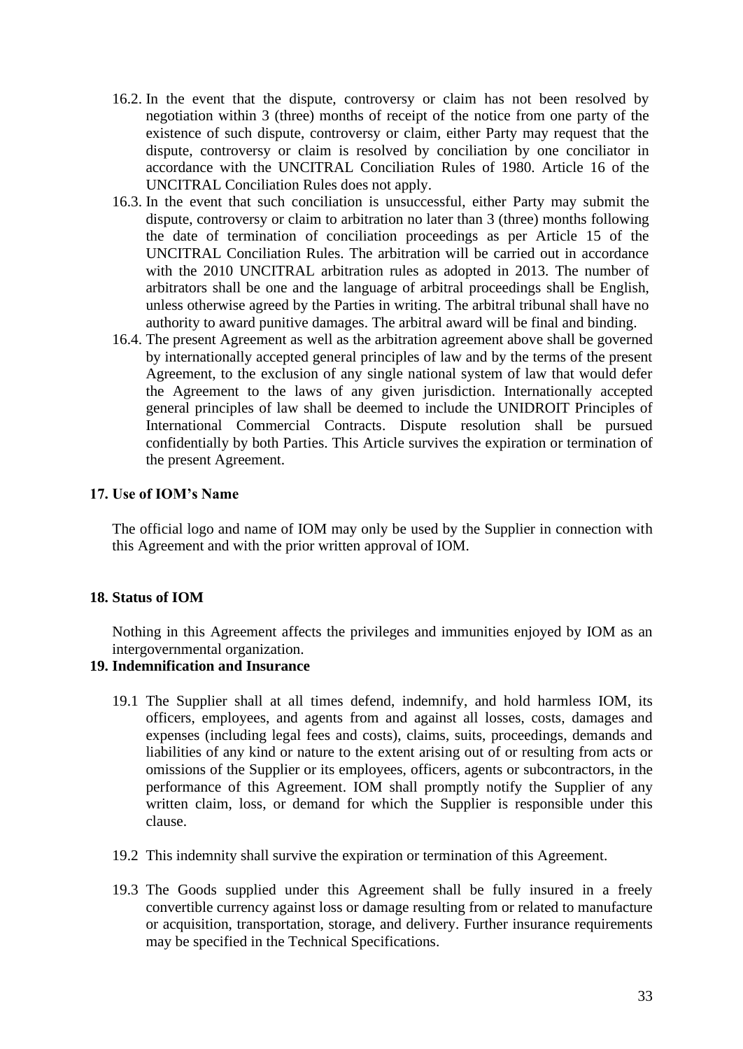16.2. In the event that the dispute, controversy or claim has not been resolved by negotiation within 3 (three) months of receipt of the notice from one party of the existence of such dispute, controversy or claim, either Party may request that the dispute, controversy or claim is resolved by conciliation by one conciliator in accordance with the UNCITRAL Conciliation Rules of 1980. Article 16 of the UNCITRAL Conciliation Rules does not apply.

16.3. In the event that such conciliation is unsuccessful, either Party may submit the dispute, controversy or claim to arbitration no later than 3 (three) months following the date of termination of conciliation proceedings as per Article 15 of the UNCITRAL Conciliation Rules. The arbitration will be carried out in accordance with the 2010 UNCITRAL arbitration rules as adopted in 2013. The number of arbitrators shall be one and the language of arbitral proceedings shall be English, unless otherwise agreed by the Parties in writing. The arbitral tribunal shall have no authority to award punitive damages. The arbitral award will be final and binding.

16.4. The present Agreement as well as the arbitration agreement above shall be governed by internationally accepted general principles of law and by the terms of the present Agreement, to the exclusion of any single national system of law that would defer the Agreement to the laws of any given jurisdiction. Internationally accepted general principles of law shall be deemed to include the UNIDROIT Principles of International Commercial Contracts. Dispute resolution shall be pursued confidentially by both Parties. This Article survives the expiration or termination of the present Agreement.

## 17. Use of IOM's Name

The official logo and name of IOM may only be used by the Supplier in connection with this Agreement and with the prior written approval of IOM.

## 18. Status of IOM

Nothing in this Agreement affects the privileges and immunities enjoyed by IOM as an intergovernmental organization.

## 19. Indemnification and Insurance

19.1 The Supplier shall at all times defend, indemnify, and hold harmless IOM, its officers, employees, and agents from and against all losses, costs, damages and expenses (including legal fees and costs), claims, suits, proceedings, demands and liabilities of any kind or nature to the extent arising out of or resulting from acts or omissions of the Supplier or its employees, officers, agents or subcontractors, in the performance of this Agreement. IOM shall promptly notify the Supplier of any written claim, loss, or demand for which the Supplier is responsible under this clause.

19.2 This indemnity shall survive the expiration or termination of this Agreement.

19.3 The Goods supplied under this Agreement shall be fully insured in a freely convertible currency against loss or damage resulting from or related to manufacture or acquisition, transportation, storage, and delivery. Further insurance requirements may be specified in the Technical Specifications.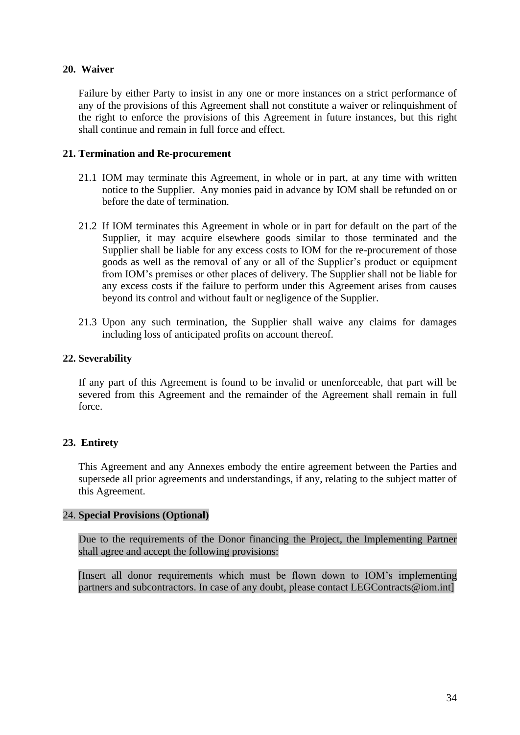## 20. Waiver

Failure by either Party to insist in any one or more instances on a strict performance of any of the provisions of this Agreement shall not constitute a waiver or relinquishment of the right to enforce the provisions of this Agreement in future instances, but this right shall continue and remain in full force and effect.

## 21. Termination and Re-procurement

21.1 IOM may terminate this Agreement, in whole or in part, at any time with written notice to the Supplier. Any monies paid in advance by IOM shall be refunded on or before the date of termination.

21.2 If IOM terminates this Agreement in whole or in part for default on the part of the Supplier, it may acquire elsewhere goods similar to those terminated and the Supplier shall be liable for any excess costs to IOM for the re-procurement of those goods as well as the removal of any or all of the Supplier's product or equipment from IOM's premises or other places of delivery. The Supplier shall not be liable for any excess costs if the failure to perform under this Agreement arises from causes beyond its control and without fault or negligence of the Supplier.

21.3 Upon any such termination, the Supplier shall waive any claims for damages including loss of anticipated profits on account thereof.

## 22. Severability

If any part of this Agreement is found to be invalid or unenforceable, that part will be severed from this Agreement and the remainder of the Agreement shall remain in full force.

## 23. Entirety

This Agreement and any Annexes embody the entire agreement between the Parties and supersede all prior agreements and understandings, if any, relating to the subject matter of this Agreement.

## 24. Special Provisions (Optional)

Due to the requirements of the Donor financing the Project, the Implementing Partner shall agree and accept the following provisions:

[Insert all donor requirements which must be flown down to IOM's implementing partners and subcontractors. In case of any doubt, please contact LEGContracts@iom.int]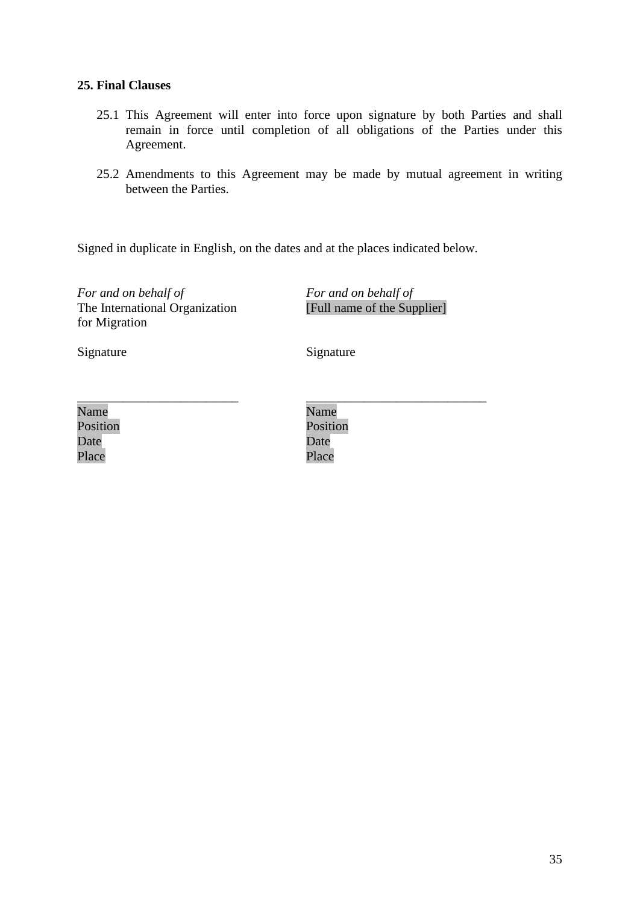**25. Final Clauses**

25.1 This Agreement will enter into force upon signature by both Parties and shall remain in force until completion of all obligations of the Parties under this Agreement.

25.2 Amendments to this Agreement may be made by mutual agreement in writing between the Parties.

Signed in duplicate in English, on the dates and at the places indicated below.

| *For and on behalf of* The International Organization for Migration | *For and on behalf of* [Full name of the Supplier] |
|---|---|
| Signature | Signature |
| _________________________ | ____________________________ |
| Name | Name |
| Position | Position |
| Date | Date |
| Place | Place |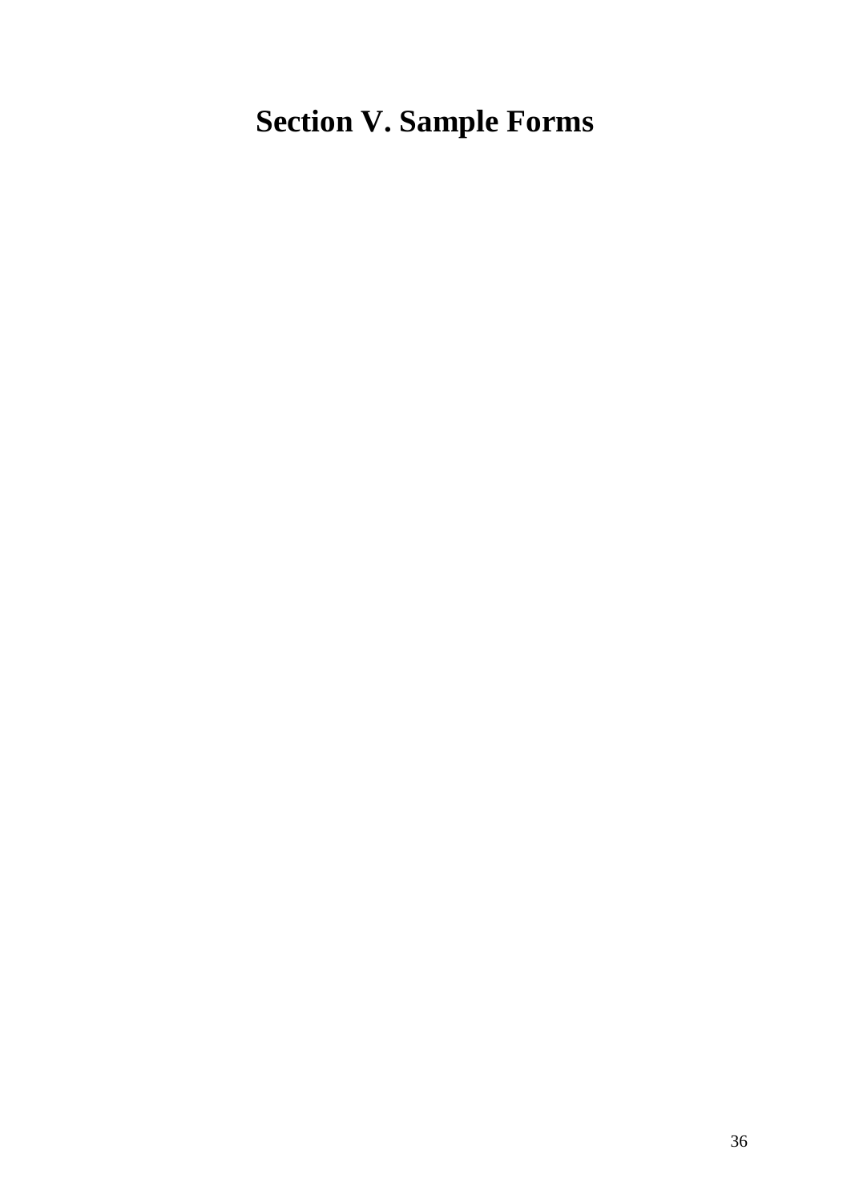# Section V. Sample Forms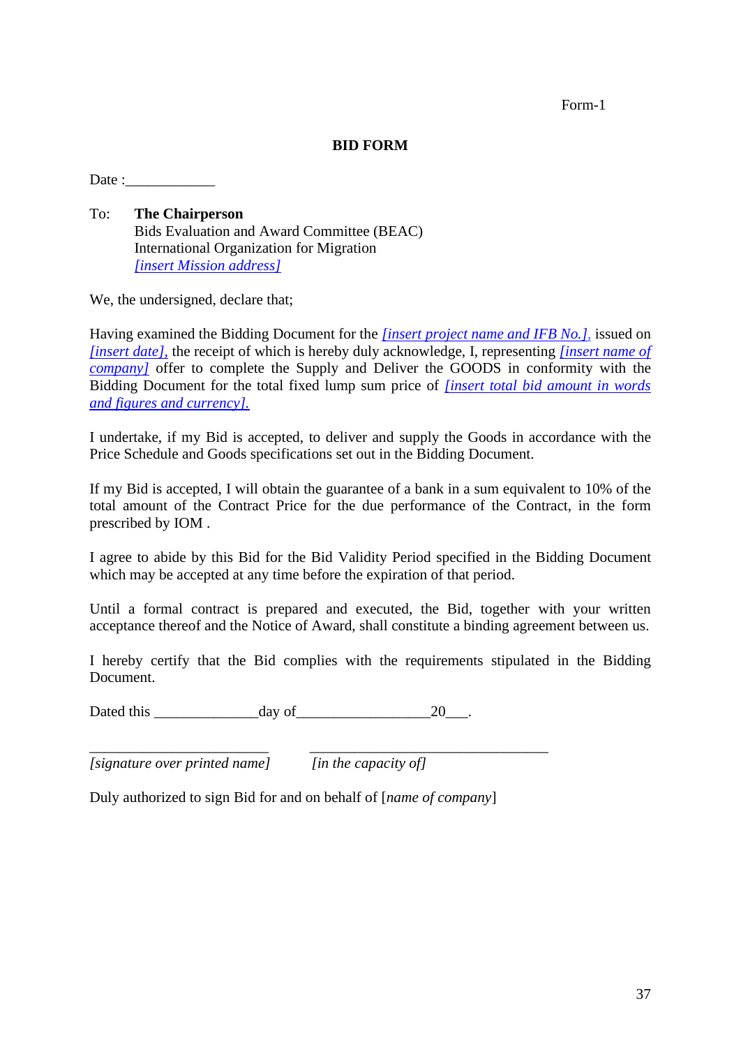Form-1

# BID FORM

Date :____________

To: **The Chairperson**
Bids Evaluation and Award Committee (BEAC)
International Organization for Migration
*[insert Mission address]*

We, the undersigned, declare that;

Having examined the Bidding Document for the *[insert project name and IFB No.],* issued on *[insert date],* the receipt of which is hereby duly acknowledge, I, representing *[insert name of company]* offer to complete the Supply and Deliver the GOODS in conformity with the Bidding Document for the total fixed lump sum price of *[insert total bid amount in words and figures and currency].*

I undertake, if my Bid is accepted, to deliver and supply the Goods in accordance with the Price Schedule and Goods specifications set out in the Bidding Document.

If my Bid is accepted, I will obtain the guarantee of a bank in a sum equivalent to 10% of the total amount of the Contract Price for the due performance of the Contract, in the form prescribed by IOM .

I agree to abide by this Bid for the Bid Validity Period specified in the Bidding Document which may be accepted at any time before the expiration of that period.

Until a formal contract is prepared and executed, the Bid, together with your written acceptance thereof and the Notice of Award, shall constitute a binding agreement between us.

I hereby certify that the Bid complies with the requirements stipulated in the Bidding Document.

Dated this ______________day of__________________20___.

_________________________ _________________________________
*[signature over printed name]* *[in the capacity of]*

Duly authorized to sign Bid for and on behalf of [*name of company*]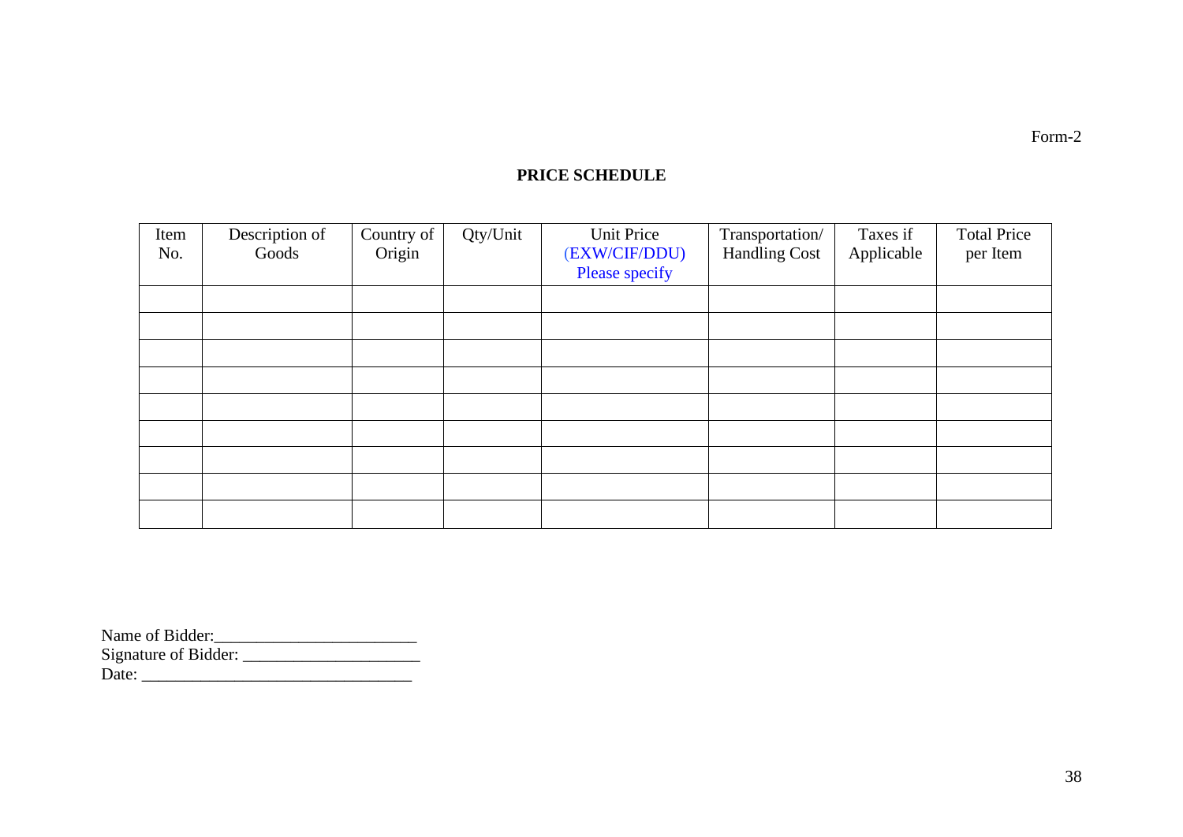Form-2

# PRICE SCHEDULE

| Item No. | Description of Goods | Country of Origin | Qty/Unit | Unit Price (EXW/CIF/DDU) Please specify | Transportation/ Handling Cost | Taxes if Applicable | Total Price per Item |
|---|---|---|---|---|---|---|---|
| | | | | | | | |
| | | | | | | | |
| | | | | | | | |
| | | | | | | | |
| | | | | | | | |
| | | | | | | | |
| | | | | | | | |
| | | | | | | | |
| | | | | | | | |

Name of Bidder:_______________________
Signature of Bidder: ____________________
Date: _______________________________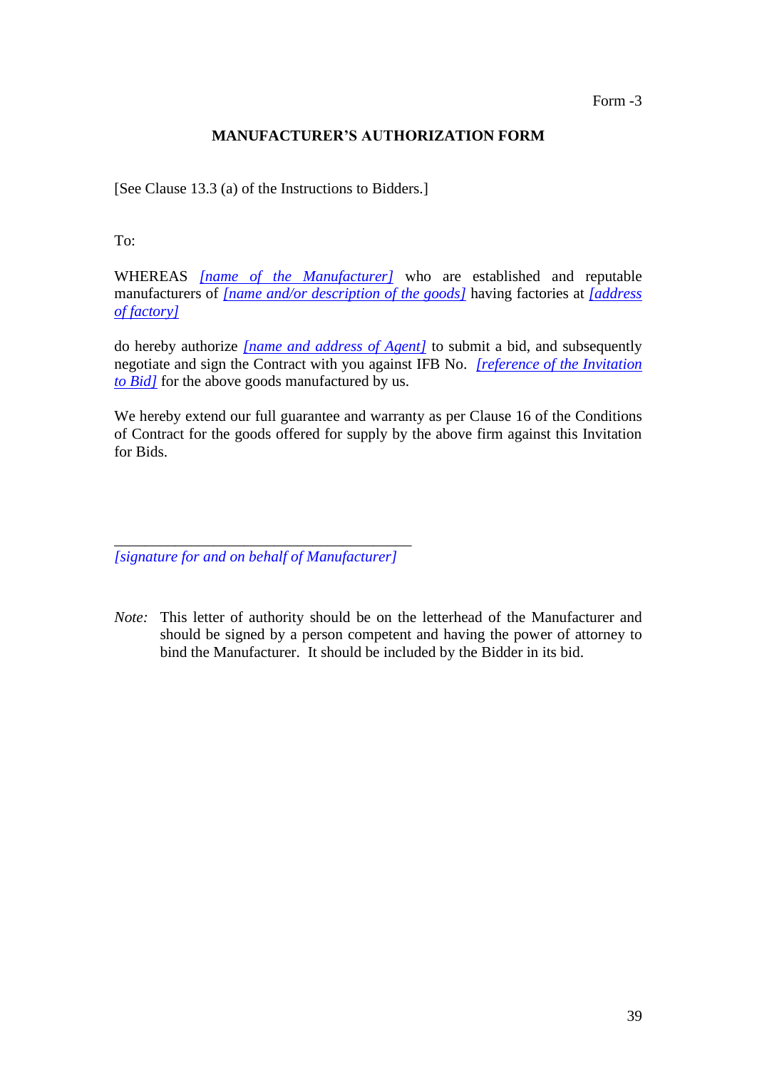Form -3

# MANUFACTURER'S AUTHORIZATION FORM

[See Clause 13.3 (a) of the Instructions to Bidders.]

To:

WHEREAS *[name of the Manufacturer]* who are established and reputable manufacturers of *[name and/or description of the goods]* having factories at *[address of factory]*

do hereby authorize *[name and address of Agent]* to submit a bid, and subsequently negotiate and sign the Contract with you against IFB No. *[reference of the Invitation to Bid]* for the above goods manufactured by us.

We hereby extend our full guarantee and warranty as per Clause 16 of the Conditions of Contract for the goods offered for supply by the above firm against this Invitation for Bids.

\_\_\_\_\_\_\_\_\_\_\_\_\_\_\_\_\_\_\_\_\_\_\_\_\_\_\_\_\_\_\_\_\_\_\_\_\_\_\_\_

*[signature for and on behalf of Manufacturer]*

*Note:* This letter of authority should be on the letterhead of the Manufacturer and should be signed by a person competent and having the power of attorney to bind the Manufacturer. It should be included by the Bidder in its bid.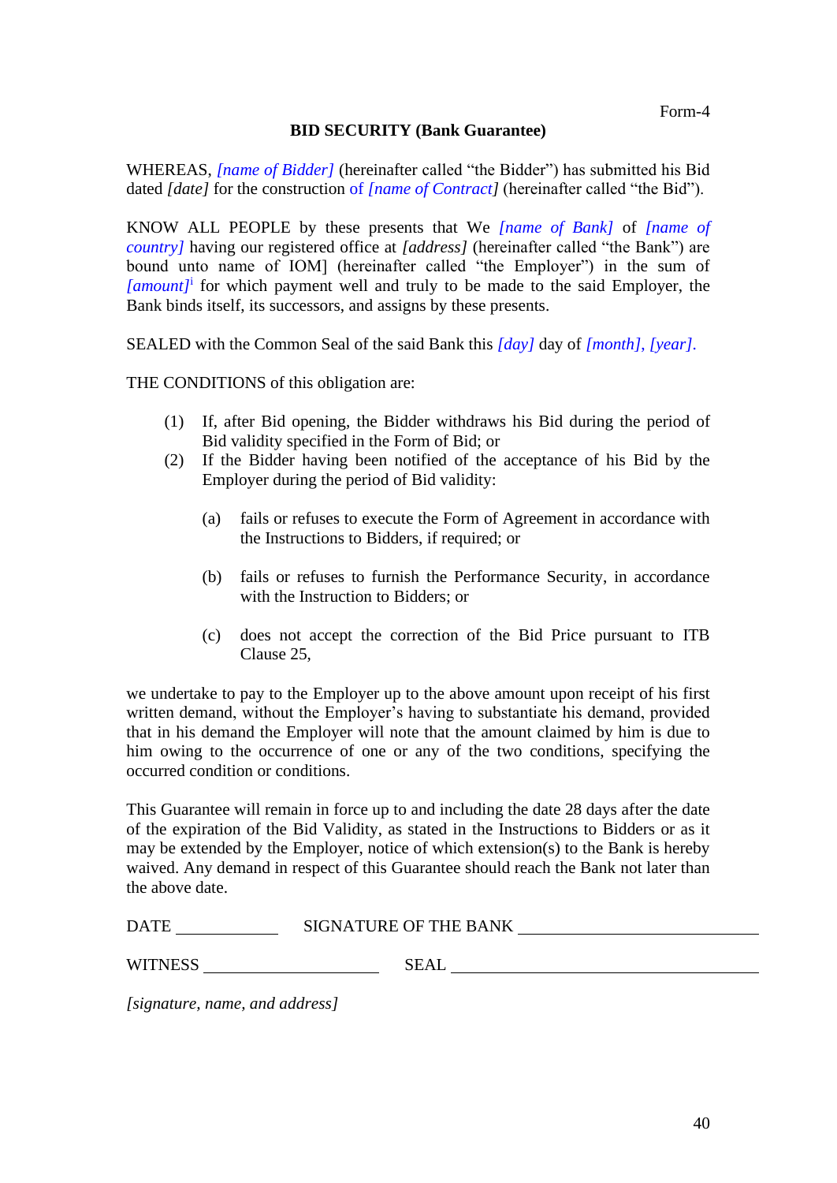Form-4

**BID SECURITY (Bank Guarantee)**

WHEREAS, *[name of Bidder]* (hereinafter called "the Bidder") has submitted his Bid dated *[date]* for the construction of *[name of Contract]* (hereinafter called "the Bid").

KNOW ALL PEOPLE by these presents that We *[name of Bank]* of *[name of country]* having our registered office at *[address]* (hereinafter called "the Bank") are bound unto name of IOM] (hereinafter called "the Employer") in the sum of *[amount]*[i] for which payment well and truly to be made to the said Employer, the Bank binds itself, its successors, and assigns by these presents.

SEALED with the Common Seal of the said Bank this *[day]* day of *[month]*, *[year]*.

THE CONDITIONS of this obligation are:

(1) If, after Bid opening, the Bidder withdraws his Bid during the period of Bid validity specified in the Form of Bid; or

(2) If the Bidder having been notified of the acceptance of his Bid by the Employer during the period of Bid validity:

  (a) fails or refuses to execute the Form of Agreement in accordance with the Instructions to Bidders, if required; or

  (b) fails or refuses to furnish the Performance Security, in accordance with the Instruction to Bidders; or

  (c) does not accept the correction of the Bid Price pursuant to ITB Clause 25,

we undertake to pay to the Employer up to the above amount upon receipt of his first written demand, without the Employer's having to substantiate his demand, provided that in his demand the Employer will note that the amount claimed by him is due to him owing to the occurrence of one or any of the two conditions, specifying the occurred condition or conditions.

This Guarantee will remain in force up to and including the date 28 days after the date of the expiration of the Bid Validity, as stated in the Instructions to Bidders or as it may be extended by the Employer, notice of which extension(s) to the Bank is hereby waived. Any demand in respect of this Guarantee should reach the Bank not later than the above date.

DATE ____________ SIGNATURE OF THE BANK ____________________________

WITNESS ____________________ SEAL ____________________________

*[signature, name, and address]*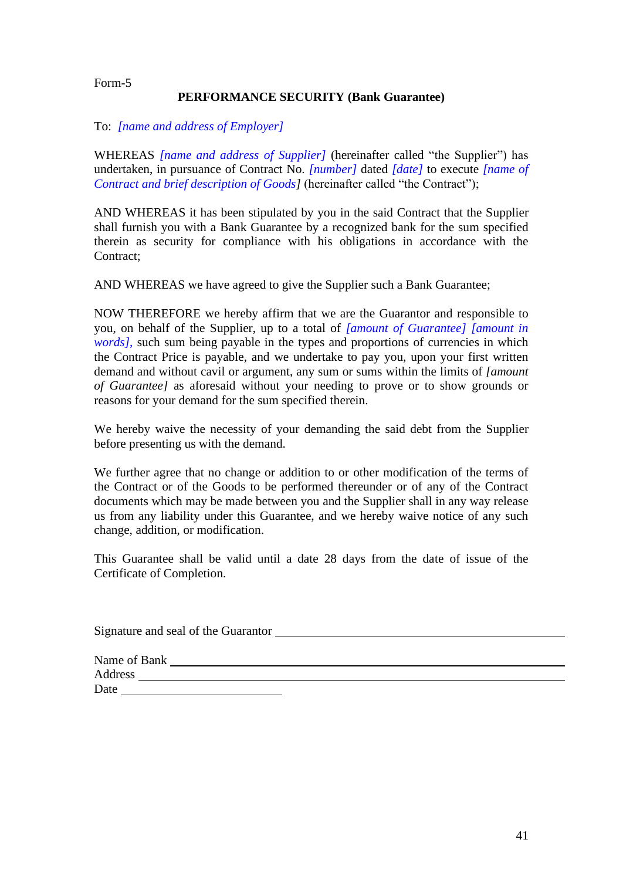Form-5

**PERFORMANCE SECURITY (Bank Guarantee)**

To: *[name and address of Employer]*

WHEREAS *[name and address of Supplier]* (hereinafter called "the Supplier") has undertaken, in pursuance of Contract No. *[number]* dated *[date]* to execute *[name of Contract and brief description of Goods]* (hereinafter called "the Contract");

AND WHEREAS it has been stipulated by you in the said Contract that the Supplier shall furnish you with a Bank Guarantee by a recognized bank for the sum specified therein as security for compliance with his obligations in accordance with the Contract;

AND WHEREAS we have agreed to give the Supplier such a Bank Guarantee;

NOW THEREFORE we hereby affirm that we are the Guarantor and responsible to you, on behalf of the Supplier, up to a total of *[amount of Guarantee] [amount in words]*, such sum being payable in the types and proportions of currencies in which the Contract Price is payable, and we undertake to pay you, upon your first written demand and without cavil or argument, any sum or sums within the limits of *[amount of Guarantee]* as aforesaid without your needing to prove or to show grounds or reasons for your demand for the sum specified therein.

We hereby waive the necessity of your demanding the said debt from the Supplier before presenting us with the demand.

We further agree that no change or addition to or other modification of the terms of the Contract or of the Goods to be performed thereunder or of any of the Contract documents which may be made between you and the Supplier shall in any way release us from any liability under this Guarantee, and we hereby waive notice of any such change, addition, or modification.

This Guarantee shall be valid until a date 28 days from the date of issue of the Certificate of Completion.

Signature and seal of the Guarantor ______________________________

Name of Bank ______________________________
Address ______________________________
Date ________________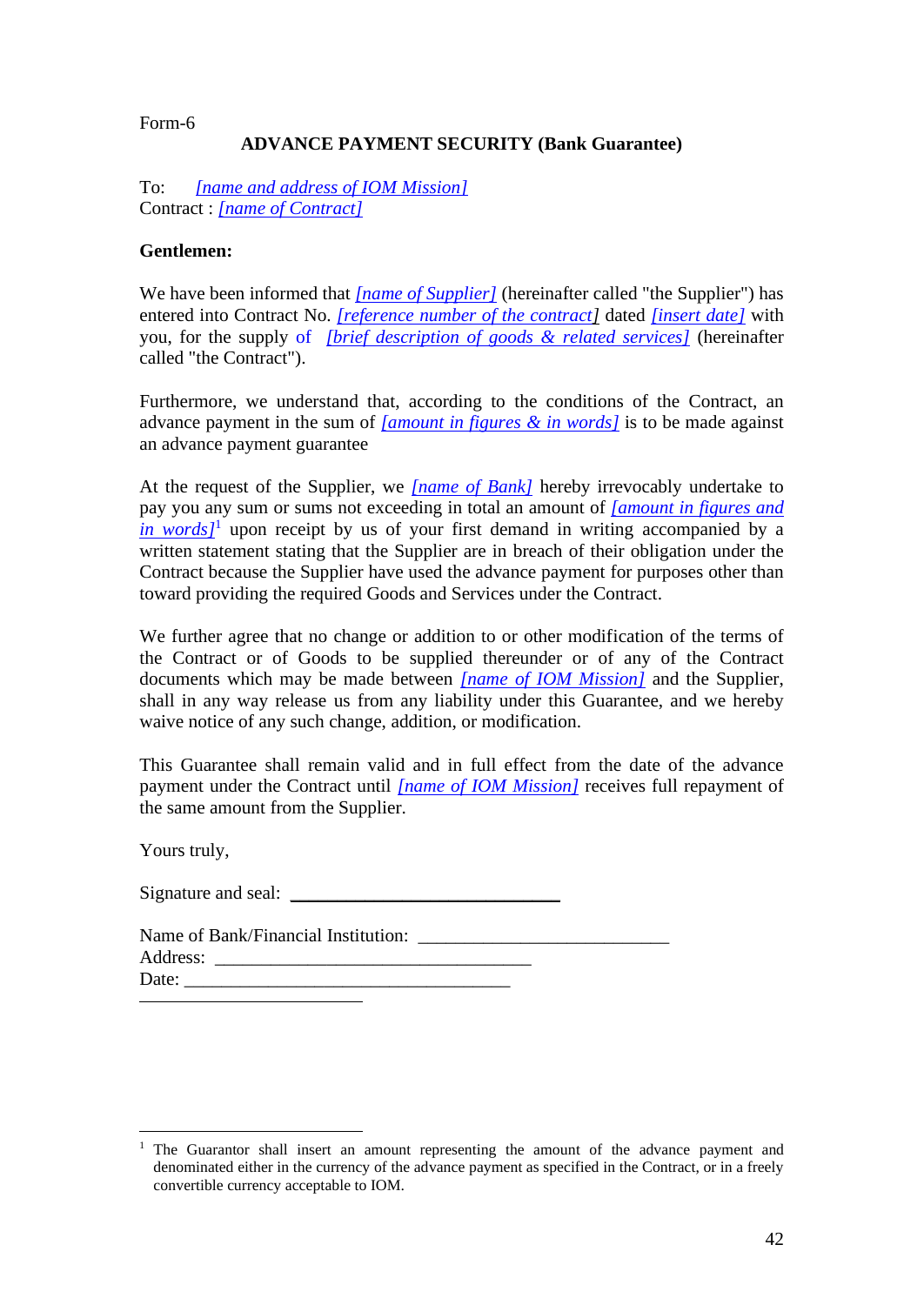Form-6

**ADVANCE PAYMENT SECURITY (Bank Guarantee)**

To: *[name and address of IOM Mission]*
Contract : *[name of Contract]*

**Gentlemen:**

We have been informed that *[name of Supplier]* (hereinafter called "the Supplier") has entered into Contract No. *[reference number of the contract]* dated *[insert date]* with you, for the supply of *[brief description of goods & related services]* (hereinafter called "the Contract").

Furthermore, we understand that, according to the conditions of the Contract, an advance payment in the sum of *[amount in figures & in words]* is to be made against an advance payment guarantee

At the request of the Supplier, we *[name of Bank]* hereby irrevocably undertake to pay you any sum or sums not exceeding in total an amount of *[amount in figures and in words]*[1] upon receipt by us of your first demand in writing accompanied by a written statement stating that the Supplier are in breach of their obligation under the Contract because the Supplier have used the advance payment for purposes other than toward providing the required Goods and Services under the Contract.

We further agree that no change or addition to or other modification of the terms of the Contract or of Goods to be supplied thereunder or of any of the Contract documents which may be made between *[name of IOM Mission]* and the Supplier, shall in any way release us from any liability under this Guarantee, and we hereby waive notice of any such change, addition, or modification.

This Guarantee shall remain valid and in full effect from the date of the advance payment under the Contract until *[name of IOM Mission]* receives full repayment of the same amount from the Supplier.

Yours truly,

Signature and seal: ______________________________

Name of Bank/Financial Institution: ____________________________
Address: ___________________________________
Date: ____________________________________

---

[1] The Guarantor shall insert an amount representing the amount of the advance payment and denominated either in the currency of the advance payment as specified in the Contract, or in a freely convertible currency acceptable to IOM.